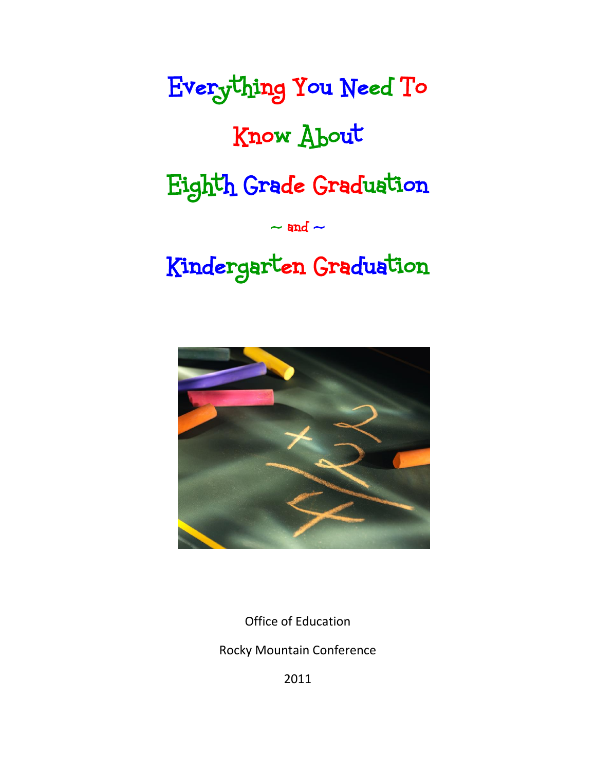# Everything You Need To Know About Eighth Grade Graduation

~ and ~

# Kindergarten Graduation

Office of Education

Rocky Mountain Conference

2011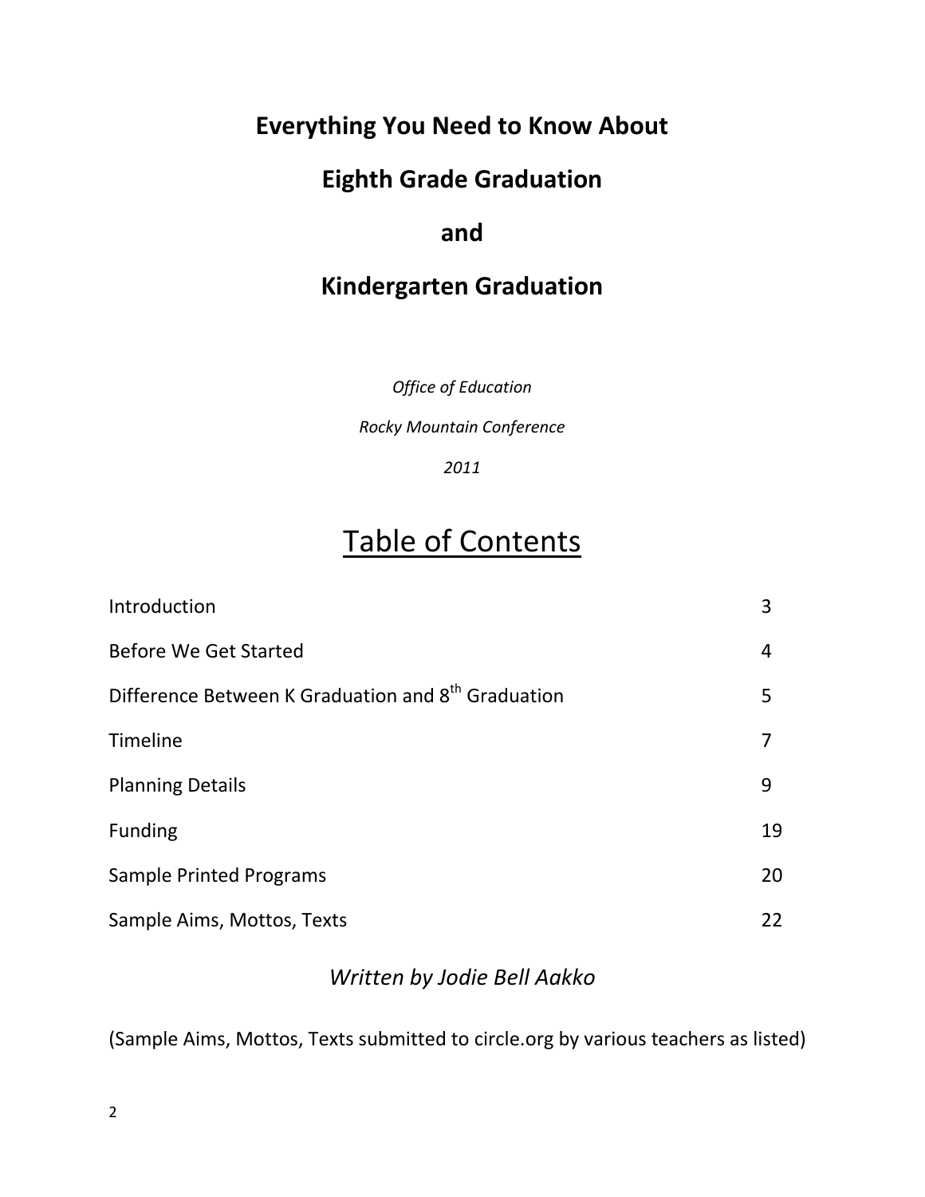# Everything You Need to Know About

# Eighth Grade Graduation

# and

# Kindergarten Graduation

*Office of Education*

*Rocky Mountain Conference*

*2011*

## Table of Contents

| | |
|---|---|
| Introduction | 3 |
| Before We Get Started | 4 |
| Difference Between K Graduation and 8th Graduation | 5 |
| Timeline | 7 |
| Planning Details | 9 |
| Funding | 19 |
| Sample Printed Programs | 20 |
| Sample Aims, Mottos, Texts | 22 |

*Written by Jodie Bell Aakko*

(Sample Aims, Mottos, Texts submitted to circle.org by various teachers as listed)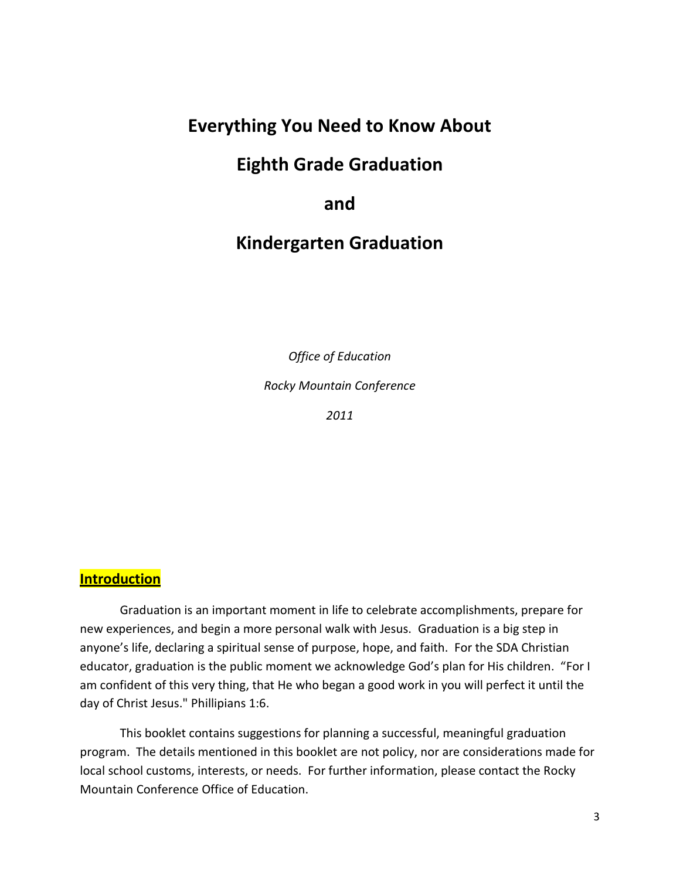# Everything You Need to Know About

# Eighth Grade Graduation

# and

# Kindergarten Graduation

*Office of Education*

*Rocky Mountain Conference*

*2011*

## Introduction

Graduation is an important moment in life to celebrate accomplishments, prepare for new experiences, and begin a more personal walk with Jesus. Graduation is a big step in anyone's life, declaring a spiritual sense of purpose, hope, and faith. For the SDA Christian educator, graduation is the public moment we acknowledge God's plan for His children. "For I am confident of this very thing, that He who began a good work in you will perfect it until the day of Christ Jesus." Phillipians 1:6.

This booklet contains suggestions for planning a successful, meaningful graduation program. The details mentioned in this booklet are not policy, nor are considerations made for local school customs, interests, or needs. For further information, please contact the Rocky Mountain Conference Office of Education.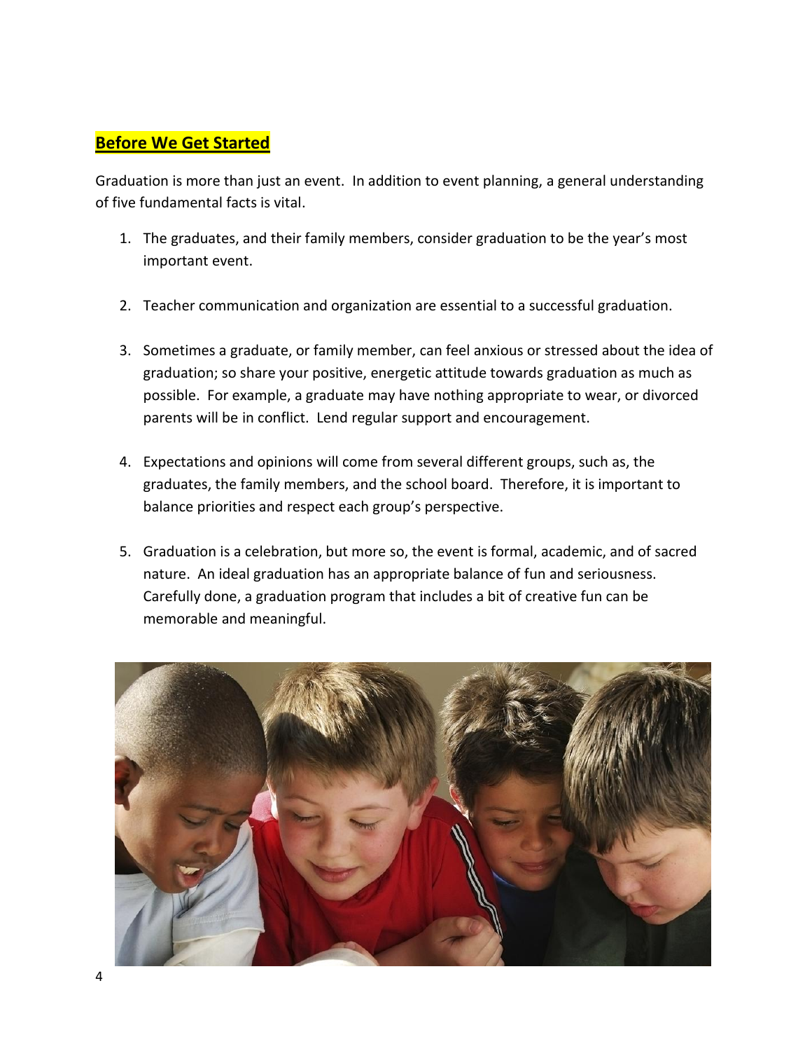## Before We Get Started

Graduation is more than just an event. In addition to event planning, a general understanding of five fundamental facts is vital.

1. The graduates, and their family members, consider graduation to be the year's most important event.

2. Teacher communication and organization are essential to a successful graduation.

3. Sometimes a graduate, or family member, can feel anxious or stressed about the idea of graduation; so share your positive, energetic attitude towards graduation as much as possible. For example, a graduate may have nothing appropriate to wear, or divorced parents will be in conflict. Lend regular support and encouragement.

4. Expectations and opinions will come from several different groups, such as, the graduates, the family members, and the school board. Therefore, it is important to balance priorities and respect each group's perspective.

5. Graduation is a celebration, but more so, the event is formal, academic, and of sacred nature. An ideal graduation has an appropriate balance of fun and seriousness. Carefully done, a graduation program that includes a bit of creative fun can be memorable and meaningful.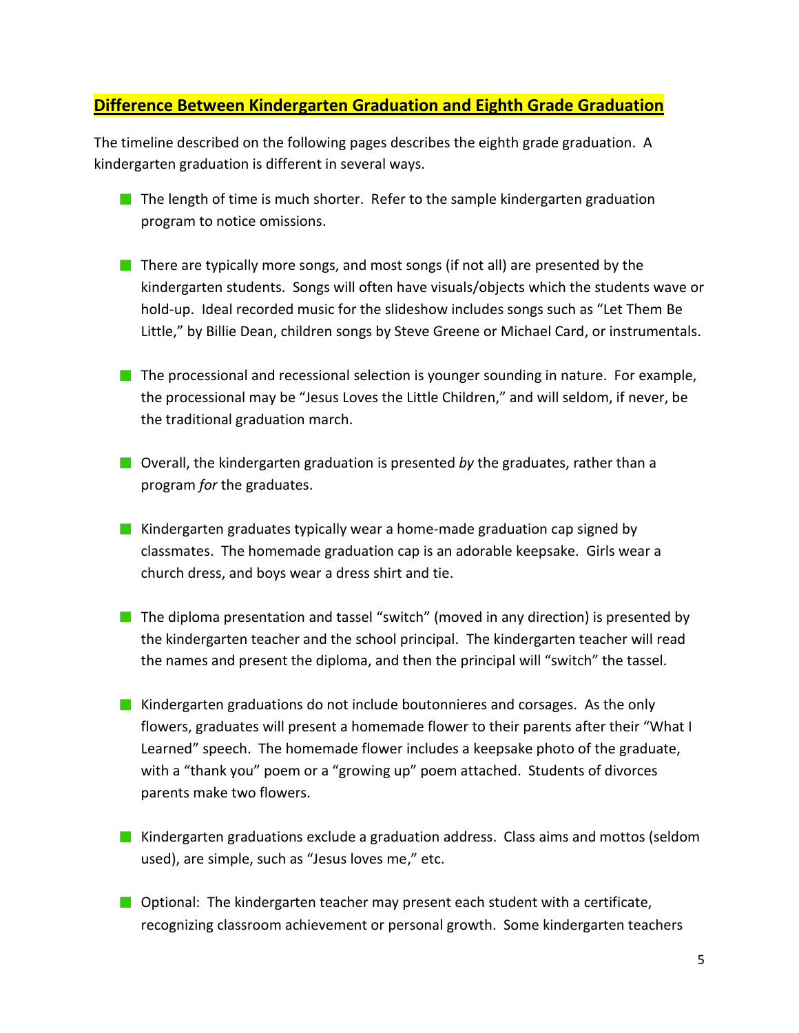## Difference Between Kindergarten Graduation and Eighth Grade Graduation

The timeline described on the following pages describes the eighth grade graduation. A kindergarten graduation is different in several ways.

- The length of time is much shorter. Refer to the sample kindergarten graduation program to notice omissions.

- There are typically more songs, and most songs (if not all) are presented by the kindergarten students. Songs will often have visuals/objects which the students wave or hold-up. Ideal recorded music for the slideshow includes songs such as "Let Them Be Little," by Billie Dean, children songs by Steve Greene or Michael Card, or instrumentals.

- The processional and recessional selection is younger sounding in nature. For example, the processional may be "Jesus Loves the Little Children," and will seldom, if never, be the traditional graduation march.

- Overall, the kindergarten graduation is presented *by* the graduates, rather than a program *for* the graduates.

- Kindergarten graduates typically wear a home-made graduation cap signed by classmates. The homemade graduation cap is an adorable keepsake. Girls wear a church dress, and boys wear a dress shirt and tie.

- The diploma presentation and tassel "switch" (moved in any direction) is presented by the kindergarten teacher and the school principal. The kindergarten teacher will read the names and present the diploma, and then the principal will "switch" the tassel.

- Kindergarten graduations do not include boutonnieres and corsages. As the only flowers, graduates will present a homemade flower to their parents after their "What I Learned" speech. The homemade flower includes a keepsake photo of the graduate, with a "thank you" poem or a "growing up" poem attached. Students of divorces parents make two flowers.

- Kindergarten graduations exclude a graduation address. Class aims and mottos (seldom used), are simple, such as "Jesus loves me," etc.

- Optional: The kindergarten teacher may present each student with a certificate, recognizing classroom achievement or personal growth. Some kindergarten teachers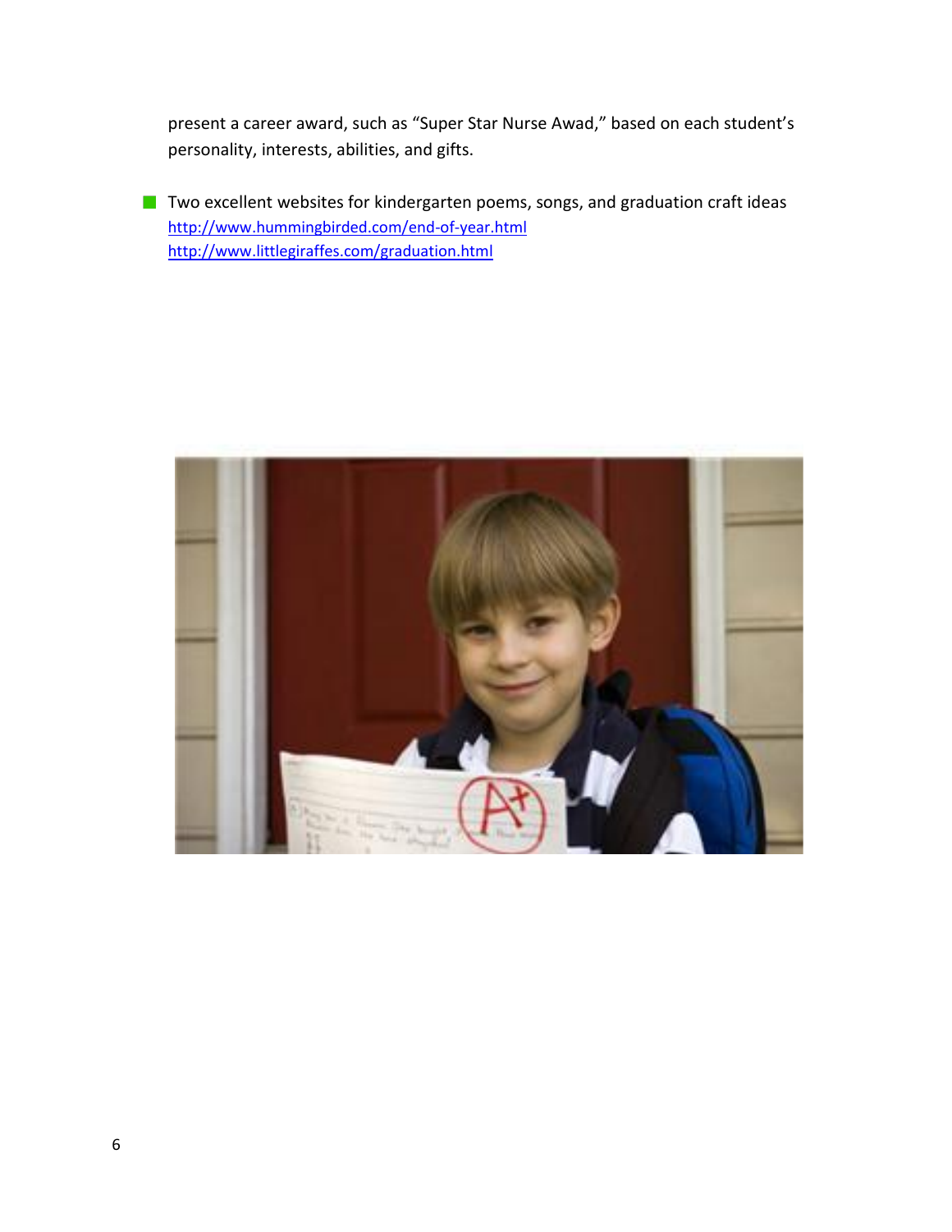present a career award, such as "Super Star Nurse Awad," based on each student's personality, interests, abilities, and gifts.

- Two excellent websites for kindergarten poems, songs, and graduation craft ideas
  http://www.hummingbirded.com/end-of-year.html
  http://www.littlegiraffes.com/graduation.html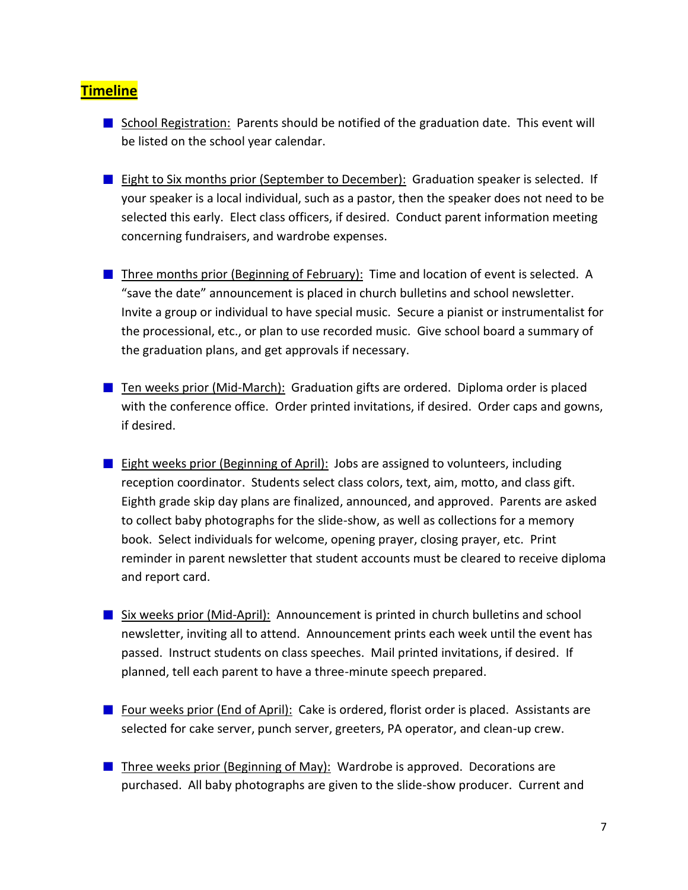## Timeline

- School Registration: Parents should be notified of the graduation date. This event will be listed on the school year calendar.

- Eight to Six months prior (September to December): Graduation speaker is selected. If your speaker is a local individual, such as a pastor, then the speaker does not need to be selected this early. Elect class officers, if desired. Conduct parent information meeting concerning fundraisers, and wardrobe expenses.

- Three months prior (Beginning of February): Time and location of event is selected. A "save the date" announcement is placed in church bulletins and school newsletter. Invite a group or individual to have special music. Secure a pianist or instrumentalist for the processional, etc., or plan to use recorded music. Give school board a summary of the graduation plans, and get approvals if necessary.

- Ten weeks prior (Mid-March): Graduation gifts are ordered. Diploma order is placed with the conference office. Order printed invitations, if desired. Order caps and gowns, if desired.

- Eight weeks prior (Beginning of April): Jobs are assigned to volunteers, including reception coordinator. Students select class colors, text, aim, motto, and class gift. Eighth grade skip day plans are finalized, announced, and approved. Parents are asked to collect baby photographs for the slide-show, as well as collections for a memory book. Select individuals for welcome, opening prayer, closing prayer, etc. Print reminder in parent newsletter that student accounts must be cleared to receive diploma and report card.

- Six weeks prior (Mid-April): Announcement is printed in church bulletins and school newsletter, inviting all to attend. Announcement prints each week until the event has passed. Instruct students on class speeches. Mail printed invitations, if desired. If planned, tell each parent to have a three-minute speech prepared.

- Four weeks prior (End of April): Cake is ordered, florist order is placed. Assistants are selected for cake server, punch server, greeters, PA operator, and clean-up crew.

- Three weeks prior (Beginning of May): Wardrobe is approved. Decorations are purchased. All baby photographs are given to the slide-show producer. Current and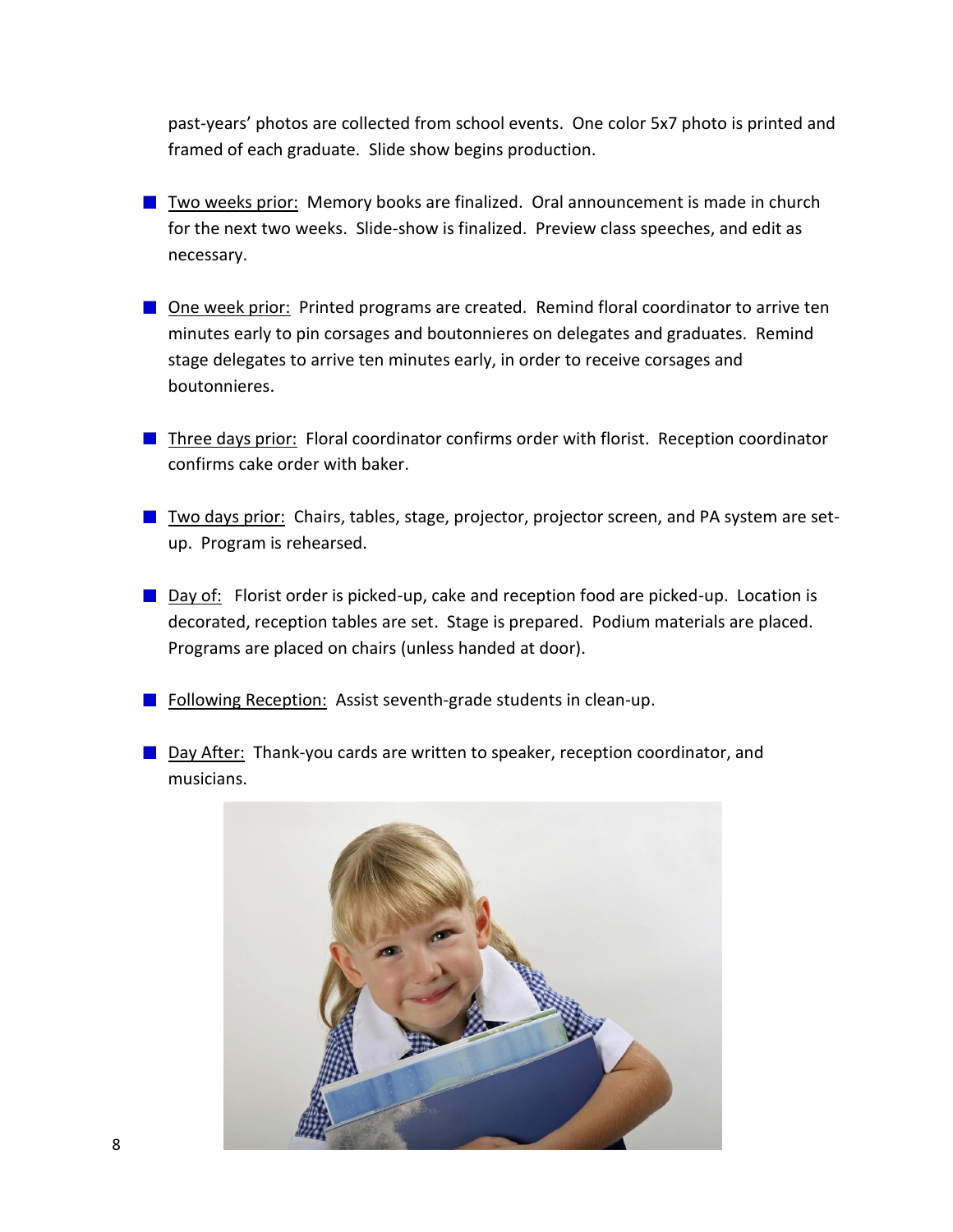past-years' photos are collected from school events. One color 5x7 photo is printed and framed of each graduate. Slide show begins production.

- Two weeks prior: Memory books are finalized. Oral announcement is made in church for the next two weeks. Slide-show is finalized. Preview class speeches, and edit as necessary.

- One week prior: Printed programs are created. Remind floral coordinator to arrive ten minutes early to pin corsages and boutonnieres on delegates and graduates. Remind stage delegates to arrive ten minutes early, in order to receive corsages and boutonnieres.

- Three days prior: Floral coordinator confirms order with florist. Reception coordinator confirms cake order with baker.

- Two days prior: Chairs, tables, stage, projector, projector screen, and PA system are set-up. Program is rehearsed.

- Day of: Florist order is picked-up, cake and reception food are picked-up. Location is decorated, reception tables are set. Stage is prepared. Podium materials are placed. Programs are placed on chairs (unless handed at door).

- Following Reception: Assist seventh-grade students in clean-up.

- Day After: Thank-you cards are written to speaker, reception coordinator, and musicians.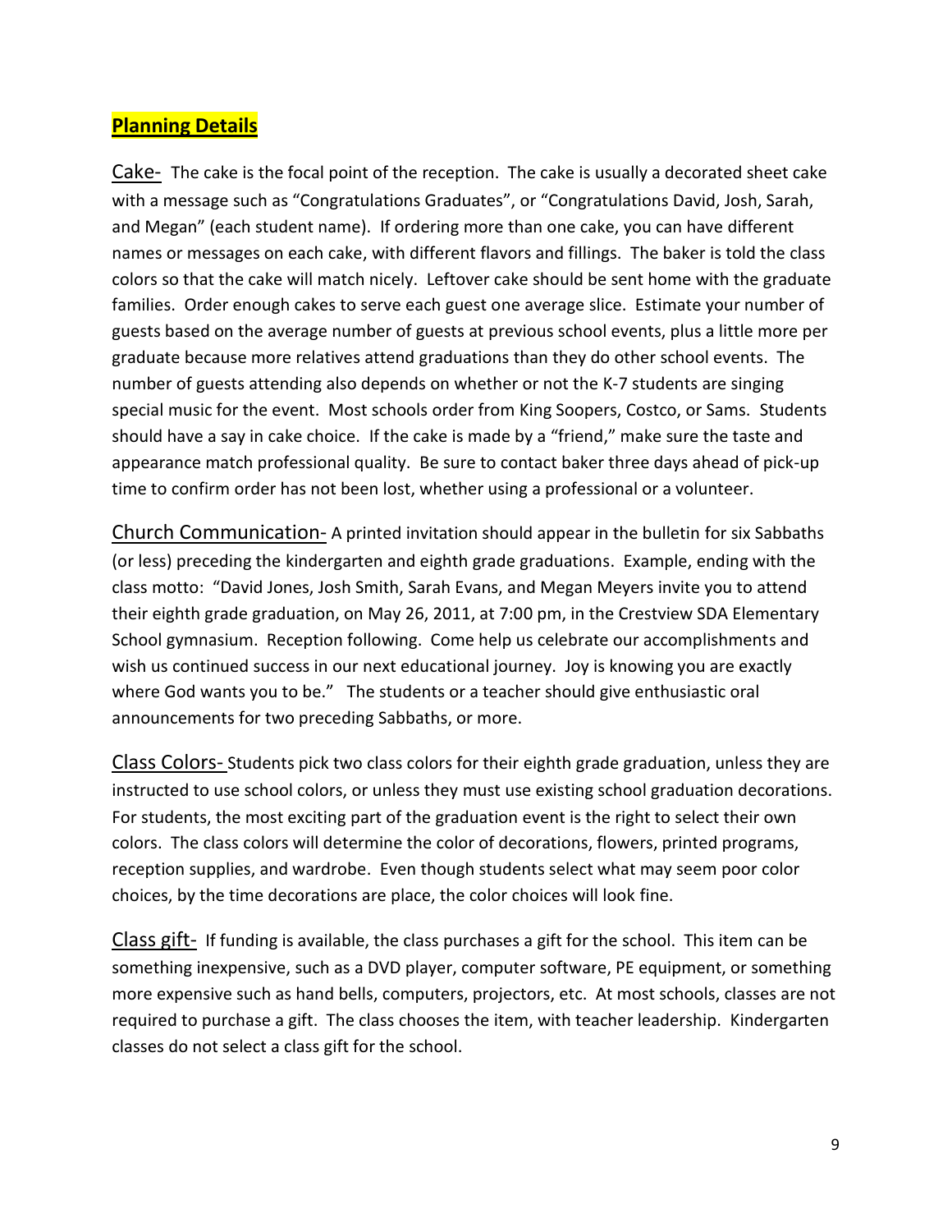## Planning Details

Cake- The cake is the focal point of the reception. The cake is usually a decorated sheet cake with a message such as "Congratulations Graduates", or "Congratulations David, Josh, Sarah, and Megan" (each student name). If ordering more than one cake, you can have different names or messages on each cake, with different flavors and fillings. The baker is told the class colors so that the cake will match nicely. Leftover cake should be sent home with the graduate families. Order enough cakes to serve each guest one average slice. Estimate your number of guests based on the average number of guests at previous school events, plus a little more per graduate because more relatives attend graduations than they do other school events. The number of guests attending also depends on whether or not the K-7 students are singing special music for the event. Most schools order from King Soopers, Costco, or Sams. Students should have a say in cake choice. If the cake is made by a "friend," make sure the taste and appearance match professional quality. Be sure to contact baker three days ahead of pick-up time to confirm order has not been lost, whether using a professional or a volunteer.

Church Communication- A printed invitation should appear in the bulletin for six Sabbaths (or less) preceding the kindergarten and eighth grade graduations. Example, ending with the class motto: "David Jones, Josh Smith, Sarah Evans, and Megan Meyers invite you to attend their eighth grade graduation, on May 26, 2011, at 7:00 pm, in the Crestview SDA Elementary School gymnasium. Reception following. Come help us celebrate our accomplishments and wish us continued success in our next educational journey. Joy is knowing you are exactly where God wants you to be." The students or a teacher should give enthusiastic oral announcements for two preceding Sabbaths, or more.

Class Colors- Students pick two class colors for their eighth grade graduation, unless they are instructed to use school colors, or unless they must use existing school graduation decorations. For students, the most exciting part of the graduation event is the right to select their own colors. The class colors will determine the color of decorations, flowers, printed programs, reception supplies, and wardrobe. Even though students select what may seem poor color choices, by the time decorations are place, the color choices will look fine.

Class gift- If funding is available, the class purchases a gift for the school. This item can be something inexpensive, such as a DVD player, computer software, PE equipment, or something more expensive such as hand bells, computers, projectors, etc. At most schools, classes are not required to purchase a gift. The class chooses the item, with teacher leadership. Kindergarten classes do not select a class gift for the school.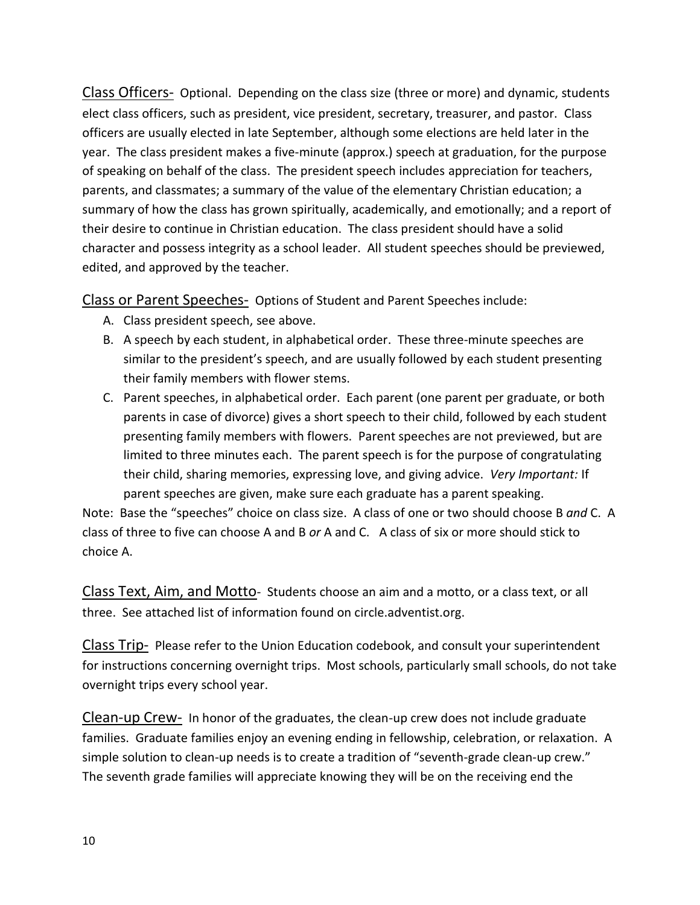<u>Class Officers-</u> Optional. Depending on the class size (three or more) and dynamic, students elect class officers, such as president, vice president, secretary, treasurer, and pastor. Class officers are usually elected in late September, although some elections are held later in the year. The class president makes a five-minute (approx.) speech at graduation, for the purpose of speaking on behalf of the class. The president speech includes appreciation for teachers, parents, and classmates; a summary of the value of the elementary Christian education; a summary of how the class has grown spiritually, academically, and emotionally; and a report of their desire to continue in Christian education. The class president should have a solid character and possess integrity as a school leader. All student speeches should be previewed, edited, and approved by the teacher.

<u>Class or Parent Speeches-</u> Options of Student and Parent Speeches include:

A. Class president speech, see above.
B. A speech by each student, in alphabetical order. These three-minute speeches are similar to the president's speech, and are usually followed by each student presenting their family members with flower stems.
C. Parent speeches, in alphabetical order. Each parent (one parent per graduate, or both parents in case of divorce) gives a short speech to their child, followed by each student presenting family members with flowers. Parent speeches are not previewed, but are limited to three minutes each. The parent speech is for the purpose of congratulating their child, sharing memories, expressing love, and giving advice. *Very Important:* If parent speeches are given, make sure each graduate has a parent speaking.

Note: Base the "speeches" choice on class size. A class of one or two should choose B *and* C. A class of three to five can choose A and B *or* A and C. A class of six or more should stick to choice A.

<u>Class Text, Aim, and Motto</u>- Students choose an aim and a motto, or a class text, or all three. See attached list of information found on circle.adventist.org.

<u>Class Trip-</u> Please refer to the Union Education codebook, and consult your superintendent for instructions concerning overnight trips. Most schools, particularly small schools, do not take overnight trips every school year.

<u>Clean-up Crew-</u> In honor of the graduates, the clean-up crew does not include graduate families. Graduate families enjoy an evening ending in fellowship, celebration, or relaxation. A simple solution to clean-up needs is to create a tradition of "seventh-grade clean-up crew." The seventh grade families will appreciate knowing they will be on the receiving end the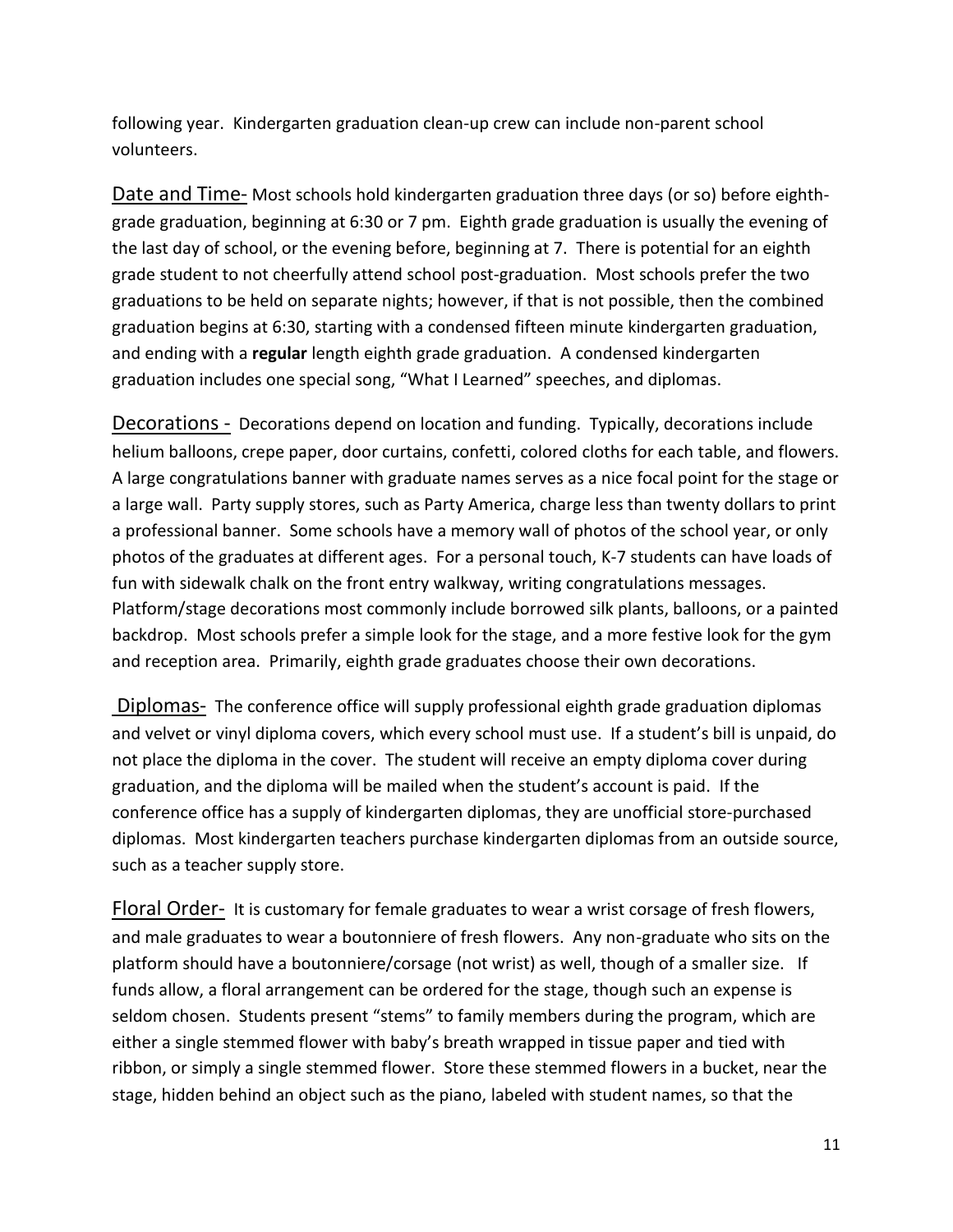following year. Kindergarten graduation clean-up crew can include non-parent school volunteers.

Date and Time- Most schools hold kindergarten graduation three days (or so) before eighth-grade graduation, beginning at 6:30 or 7 pm. Eighth grade graduation is usually the evening of the last day of school, or the evening before, beginning at 7. There is potential for an eighth grade student to not cheerfully attend school post-graduation. Most schools prefer the two graduations to be held on separate nights; however, if that is not possible, then the combined graduation begins at 6:30, starting with a condensed fifteen minute kindergarten graduation, and ending with a **regular** length eighth grade graduation. A condensed kindergarten graduation includes one special song, "What I Learned" speeches, and diplomas.

Decorations - Decorations depend on location and funding. Typically, decorations include helium balloons, crepe paper, door curtains, confetti, colored cloths for each table, and flowers. A large congratulations banner with graduate names serves as a nice focal point for the stage or a large wall. Party supply stores, such as Party America, charge less than twenty dollars to print a professional banner. Some schools have a memory wall of photos of the school year, or only photos of the graduates at different ages. For a personal touch, K-7 students can have loads of fun with sidewalk chalk on the front entry walkway, writing congratulations messages. Platform/stage decorations most commonly include borrowed silk plants, balloons, or a painted backdrop. Most schools prefer a simple look for the stage, and a more festive look for the gym and reception area. Primarily, eighth grade graduates choose their own decorations.

Diplomas- The conference office will supply professional eighth grade graduation diplomas and velvet or vinyl diploma covers, which every school must use. If a student's bill is unpaid, do not place the diploma in the cover. The student will receive an empty diploma cover during graduation, and the diploma will be mailed when the student's account is paid. If the conference office has a supply of kindergarten diplomas, they are unofficial store-purchased diplomas. Most kindergarten teachers purchase kindergarten diplomas from an outside source, such as a teacher supply store.

Floral Order- It is customary for female graduates to wear a wrist corsage of fresh flowers, and male graduates to wear a boutonniere of fresh flowers. Any non-graduate who sits on the platform should have a boutonniere/corsage (not wrist) as well, though of a smaller size. If funds allow, a floral arrangement can be ordered for the stage, though such an expense is seldom chosen. Students present "stems" to family members during the program, which are either a single stemmed flower with baby's breath wrapped in tissue paper and tied with ribbon, or simply a single stemmed flower. Store these stemmed flowers in a bucket, near the stage, hidden behind an object such as the piano, labeled with student names, so that the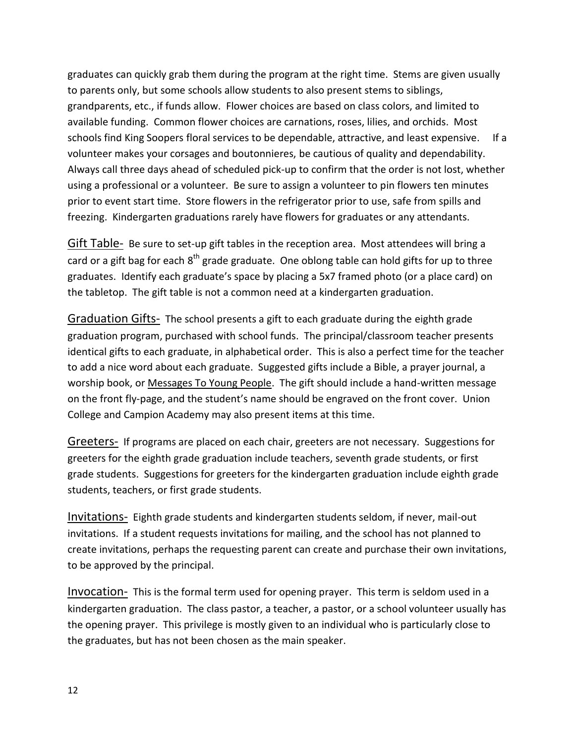graduates can quickly grab them during the program at the right time. Stems are given usually to parents only, but some schools allow students to also present stems to siblings, grandparents, etc., if funds allow. Flower choices are based on class colors, and limited to available funding. Common flower choices are carnations, roses, lilies, and orchids. Most schools find King Soopers floral services to be dependable, attractive, and least expensive. If a volunteer makes your corsages and boutonnieres, be cautious of quality and dependability. Always call three days ahead of scheduled pick-up to confirm that the order is not lost, whether using a professional or a volunteer. Be sure to assign a volunteer to pin flowers ten minutes prior to event start time. Store flowers in the refrigerator prior to use, safe from spills and freezing. Kindergarten graduations rarely have flowers for graduates or any attendants.

<u>Gift Table-</u> Be sure to set-up gift tables in the reception area. Most attendees will bring a card or a gift bag for each 8th grade graduate. One oblong table can hold gifts for up to three graduates. Identify each graduate's space by placing a 5x7 framed photo (or a place card) on the tabletop. The gift table is not a common need at a kindergarten graduation.

<u>Graduation Gifts-</u> The school presents a gift to each graduate during the eighth grade graduation program, purchased with school funds. The principal/classroom teacher presents identical gifts to each graduate, in alphabetical order. This is also a perfect time for the teacher to add a nice word about each graduate. Suggested gifts include a Bible, a prayer journal, a worship book, or <u>Messages To Young People</u>. The gift should include a hand-written message on the front fly-page, and the student's name should be engraved on the front cover. Union College and Campion Academy may also present items at this time.

<u>Greeters-</u> If programs are placed on each chair, greeters are not necessary. Suggestions for greeters for the eighth grade graduation include teachers, seventh grade students, or first grade students. Suggestions for greeters for the kindergarten graduation include eighth grade students, teachers, or first grade students.

<u>Invitations-</u> Eighth grade students and kindergarten students seldom, if never, mail-out invitations. If a student requests invitations for mailing, and the school has not planned to create invitations, perhaps the requesting parent can create and purchase their own invitations, to be approved by the principal.

<u>Invocation-</u> This is the formal term used for opening prayer. This term is seldom used in a kindergarten graduation. The class pastor, a teacher, a pastor, or a school volunteer usually has the opening prayer. This privilege is mostly given to an individual who is particularly close to the graduates, but has not been chosen as the main speaker.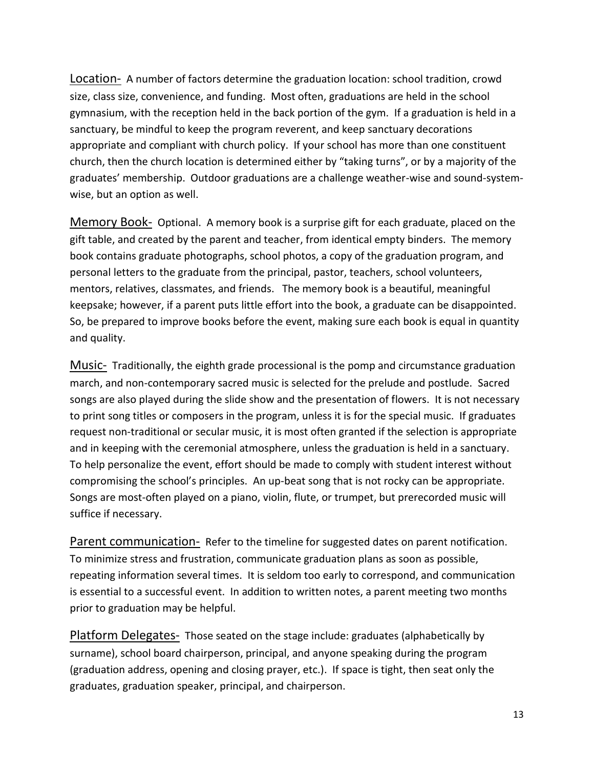Location- A number of factors determine the graduation location: school tradition, crowd size, class size, convenience, and funding. Most often, graduations are held in the school gymnasium, with the reception held in the back portion of the gym. If a graduation is held in a sanctuary, be mindful to keep the program reverent, and keep sanctuary decorations appropriate and compliant with church policy. If your school has more than one constituent church, then the church location is determined either by "taking turns", or by a majority of the graduates' membership. Outdoor graduations are a challenge weather-wise and sound-system-wise, but an option as well.

Memory Book- Optional. A memory book is a surprise gift for each graduate, placed on the gift table, and created by the parent and teacher, from identical empty binders. The memory book contains graduate photographs, school photos, a copy of the graduation program, and personal letters to the graduate from the principal, pastor, teachers, school volunteers, mentors, relatives, classmates, and friends. The memory book is a beautiful, meaningful keepsake; however, if a parent puts little effort into the book, a graduate can be disappointed. So, be prepared to improve books before the event, making sure each book is equal in quantity and quality.

Music- Traditionally, the eighth grade processional is the pomp and circumstance graduation march, and non-contemporary sacred music is selected for the prelude and postlude. Sacred songs are also played during the slide show and the presentation of flowers. It is not necessary to print song titles or composers in the program, unless it is for the special music. If graduates request non-traditional or secular music, it is most often granted if the selection is appropriate and in keeping with the ceremonial atmosphere, unless the graduation is held in a sanctuary. To help personalize the event, effort should be made to comply with student interest without compromising the school's principles. An up-beat song that is not rocky can be appropriate. Songs are most-often played on a piano, violin, flute, or trumpet, but prerecorded music will suffice if necessary.

Parent communication- Refer to the timeline for suggested dates on parent notification. To minimize stress and frustration, communicate graduation plans as soon as possible, repeating information several times. It is seldom too early to correspond, and communication is essential to a successful event. In addition to written notes, a parent meeting two months prior to graduation may be helpful.

Platform Delegates- Those seated on the stage include: graduates (alphabetically by surname), school board chairperson, principal, and anyone speaking during the program (graduation address, opening and closing prayer, etc.). If space is tight, then seat only the graduates, graduation speaker, principal, and chairperson.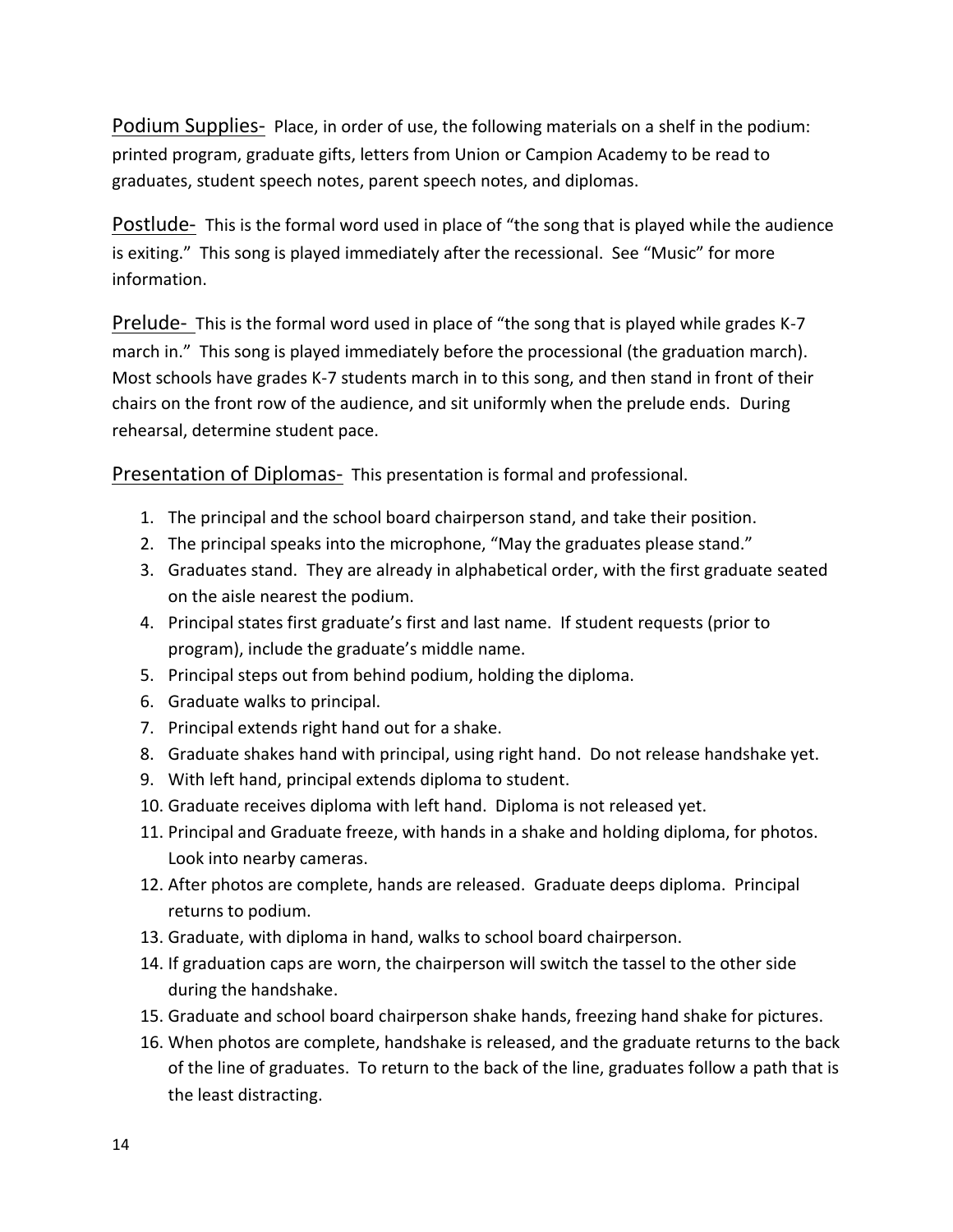Podium Supplies- Place, in order of use, the following materials on a shelf in the podium: printed program, graduate gifts, letters from Union or Campion Academy to be read to graduates, student speech notes, parent speech notes, and diplomas.

Postlude- This is the formal word used in place of "the song that is played while the audience is exiting." This song is played immediately after the recessional. See "Music" for more information.

Prelude- This is the formal word used in place of "the song that is played while grades K-7 march in." This song is played immediately before the processional (the graduation march). Most schools have grades K-7 students march in to this song, and then stand in front of their chairs on the front row of the audience, and sit uniformly when the prelude ends. During rehearsal, determine student pace.

Presentation of Diplomas- This presentation is formal and professional.

1. The principal and the school board chairperson stand, and take their position.
2. The principal speaks into the microphone, "May the graduates please stand."
3. Graduates stand. They are already in alphabetical order, with the first graduate seated on the aisle nearest the podium.
4. Principal states first graduate's first and last name. If student requests (prior to program), include the graduate's middle name.
5. Principal steps out from behind podium, holding the diploma.
6. Graduate walks to principal.
7. Principal extends right hand out for a shake.
8. Graduate shakes hand with principal, using right hand. Do not release handshake yet.
9. With left hand, principal extends diploma to student.
10. Graduate receives diploma with left hand. Diploma is not released yet.
11. Principal and Graduate freeze, with hands in a shake and holding diploma, for photos. Look into nearby cameras.
12. After photos are complete, hands are released. Graduate deeps diploma. Principal returns to podium.
13. Graduate, with diploma in hand, walks to school board chairperson.
14. If graduation caps are worn, the chairperson will switch the tassel to the other side during the handshake.
15. Graduate and school board chairperson shake hands, freezing hand shake for pictures.
16. When photos are complete, handshake is released, and the graduate returns to the back of the line of graduates. To return to the back of the line, graduates follow a path that is the least distracting.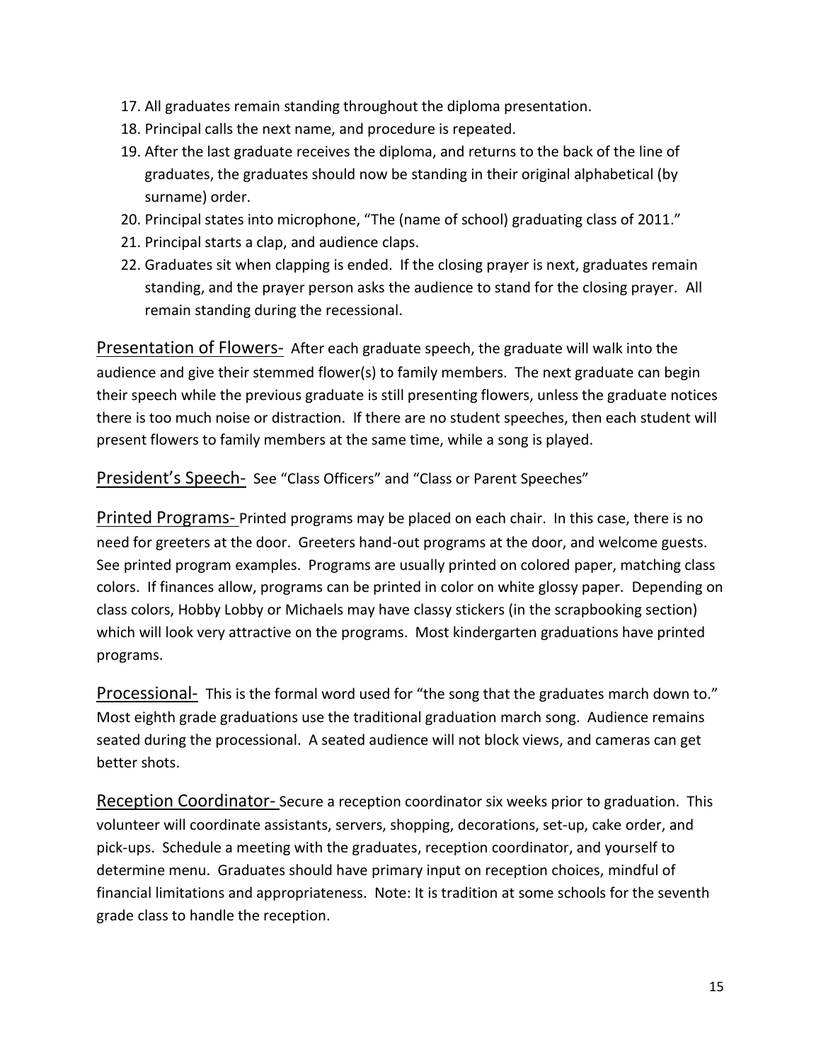17. All graduates remain standing throughout the diploma presentation.
18. Principal calls the next name, and procedure is repeated.
19. After the last graduate receives the diploma, and returns to the back of the line of graduates, the graduates should now be standing in their original alphabetical (by surname) order.
20. Principal states into microphone, "The (name of school) graduating class of 2011."
21. Principal starts a clap, and audience claps.
22. Graduates sit when clapping is ended. If the closing prayer is next, graduates remain standing, and the prayer person asks the audience to stand for the closing prayer. All remain standing during the recessional.

<u>Presentation of Flowers-</u> After each graduate speech, the graduate will walk into the audience and give their stemmed flower(s) to family members. The next graduate can begin their speech while the previous graduate is still presenting flowers, unless the graduate notices there is too much noise or distraction. If there are no student speeches, then each student will present flowers to family members at the same time, while a song is played.

<u>President's Speech-</u> See "Class Officers" and "Class or Parent Speeches"

<u>Printed Programs-</u> Printed programs may be placed on each chair. In this case, there is no need for greeters at the door. Greeters hand-out programs at the door, and welcome guests. See printed program examples. Programs are usually printed on colored paper, matching class colors. If finances allow, programs can be printed in color on white glossy paper. Depending on class colors, Hobby Lobby or Michaels may have classy stickers (in the scrapbooking section) which will look very attractive on the programs. Most kindergarten graduations have printed programs.

<u>Processional-</u> This is the formal word used for "the song that the graduates march down to." Most eighth grade graduations use the traditional graduation march song. Audience remains seated during the processional. A seated audience will not block views, and cameras can get better shots.

<u>Reception Coordinator-</u> Secure a reception coordinator six weeks prior to graduation. This volunteer will coordinate assistants, servers, shopping, decorations, set-up, cake order, and pick-ups. Schedule a meeting with the graduates, reception coordinator, and yourself to determine menu. Graduates should have primary input on reception choices, mindful of financial limitations and appropriateness. Note: It is tradition at some schools for the seventh grade class to handle the reception.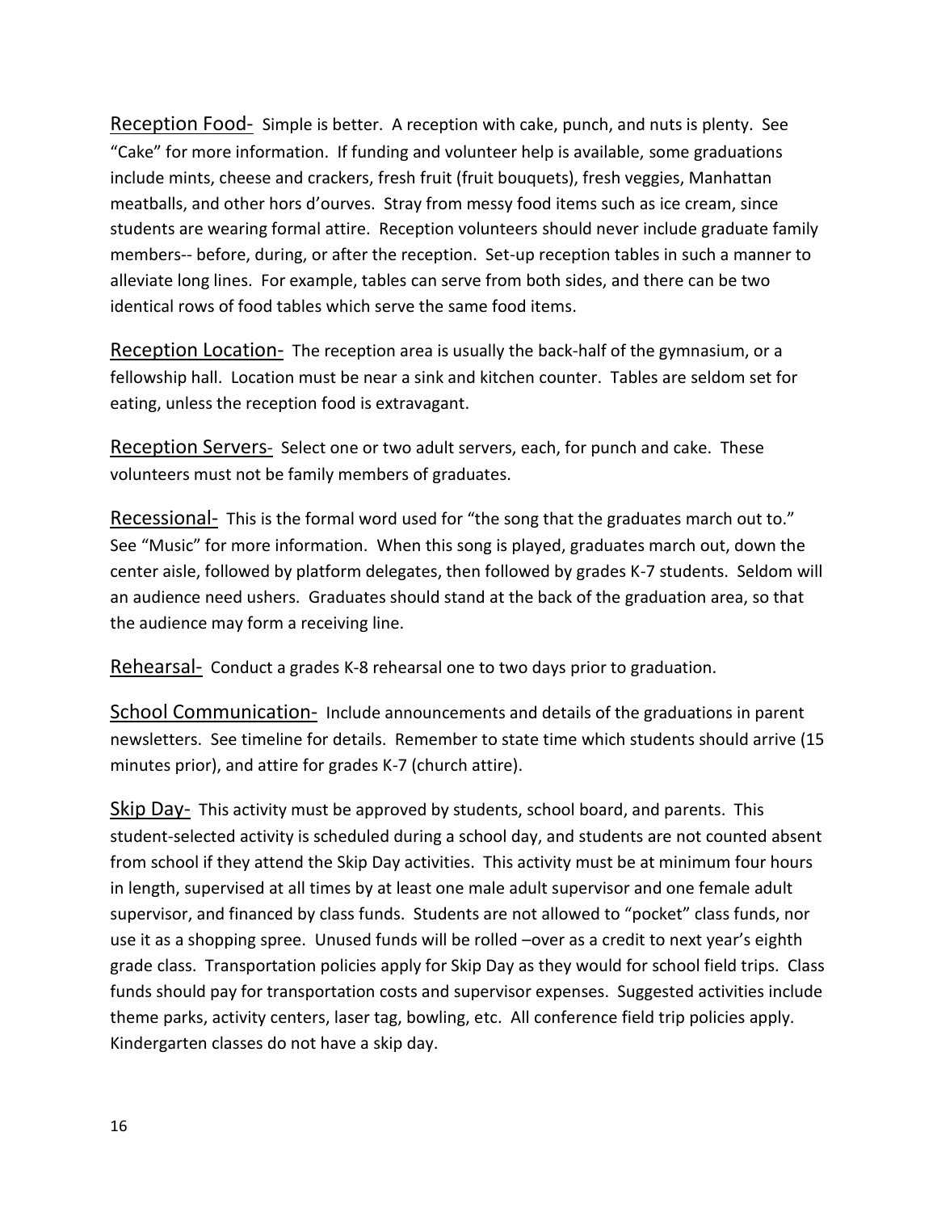<u>Reception Food-</u> Simple is better. A reception with cake, punch, and nuts is plenty. See "Cake" for more information. If funding and volunteer help is available, some graduations include mints, cheese and crackers, fresh fruit (fruit bouquets), fresh veggies, Manhattan meatballs, and other hors d'ourves. Stray from messy food items such as ice cream, since students are wearing formal attire. Reception volunteers should never include graduate family members-- before, during, or after the reception. Set-up reception tables in such a manner to alleviate long lines. For example, tables can serve from both sides, and there can be two identical rows of food tables which serve the same food items.

<u>Reception Location-</u> The reception area is usually the back-half of the gymnasium, or a fellowship hall. Location must be near a sink and kitchen counter. Tables are seldom set for eating, unless the reception food is extravagant.

<u>Reception Servers-</u> Select one or two adult servers, each, for punch and cake. These volunteers must not be family members of graduates.

<u>Recessional-</u> This is the formal word used for "the song that the graduates march out to." See "Music" for more information. When this song is played, graduates march out, down the center aisle, followed by platform delegates, then followed by grades K-7 students. Seldom will an audience need ushers. Graduates should stand at the back of the graduation area, so that the audience may form a receiving line.

<u>Rehearsal-</u> Conduct a grades K-8 rehearsal one to two days prior to graduation.

<u>School Communication-</u> Include announcements and details of the graduations in parent newsletters. See timeline for details. Remember to state time which students should arrive (15 minutes prior), and attire for grades K-7 (church attire).

<u>Skip Day-</u> This activity must be approved by students, school board, and parents. This student-selected activity is scheduled during a school day, and students are not counted absent from school if they attend the Skip Day activities. This activity must be at minimum four hours in length, supervised at all times by at least one male adult supervisor and one female adult supervisor, and financed by class funds. Students are not allowed to "pocket" class funds, nor use it as a shopping spree. Unused funds will be rolled –over as a credit to next year's eighth grade class. Transportation policies apply for Skip Day as they would for school field trips. Class funds should pay for transportation costs and supervisor expenses. Suggested activities include theme parks, activity centers, laser tag, bowling, etc. All conference field trip policies apply. Kindergarten classes do not have a skip day.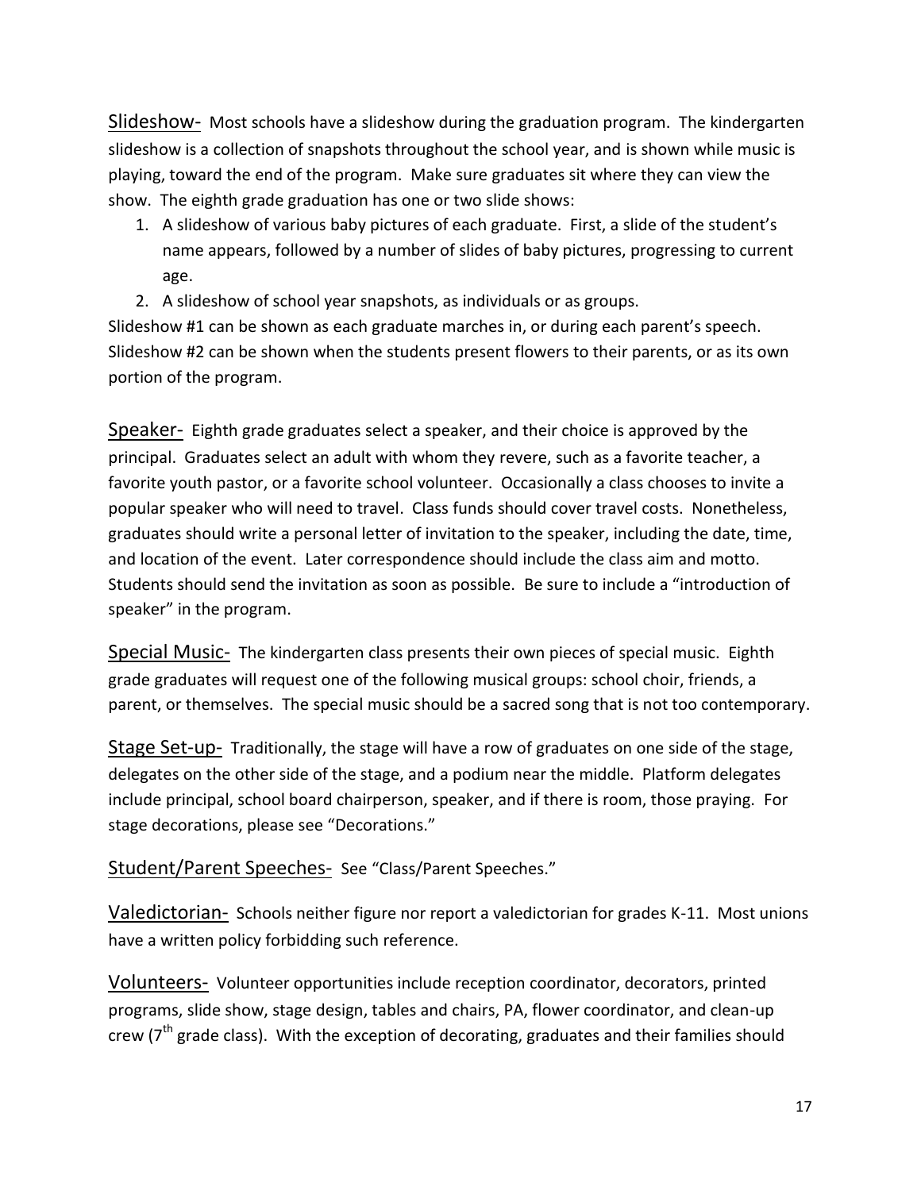Slideshow- Most schools have a slideshow during the graduation program. The kindergarten slideshow is a collection of snapshots throughout the school year, and is shown while music is playing, toward the end of the program. Make sure graduates sit where they can view the show. The eighth grade graduation has one or two slide shows:

1. A slideshow of various baby pictures of each graduate. First, a slide of the student's name appears, followed by a number of slides of baby pictures, progressing to current age.
2. A slideshow of school year snapshots, as individuals or as groups.

Slideshow #1 can be shown as each graduate marches in, or during each parent's speech. Slideshow #2 can be shown when the students present flowers to their parents, or as its own portion of the program.

Speaker- Eighth grade graduates select a speaker, and their choice is approved by the principal. Graduates select an adult with whom they revere, such as a favorite teacher, a favorite youth pastor, or a favorite school volunteer. Occasionally a class chooses to invite a popular speaker who will need to travel. Class funds should cover travel costs. Nonetheless, graduates should write a personal letter of invitation to the speaker, including the date, time, and location of the event. Later correspondence should include the class aim and motto. Students should send the invitation as soon as possible. Be sure to include a "introduction of speaker" in the program.

Special Music- The kindergarten class presents their own pieces of special music. Eighth grade graduates will request one of the following musical groups: school choir, friends, a parent, or themselves. The special music should be a sacred song that is not too contemporary.

Stage Set-up- Traditionally, the stage will have a row of graduates on one side of the stage, delegates on the other side of the stage, and a podium near the middle. Platform delegates include principal, school board chairperson, speaker, and if there is room, those praying. For stage decorations, please see "Decorations."

Student/Parent Speeches- See "Class/Parent Speeches."

Valedictorian- Schools neither figure nor report a valedictorian for grades K-11. Most unions have a written policy forbidding such reference.

Volunteers- Volunteer opportunities include reception coordinator, decorators, printed programs, slide show, stage design, tables and chairs, PA, flower coordinator, and clean-up crew (7th grade class). With the exception of decorating, graduates and their families should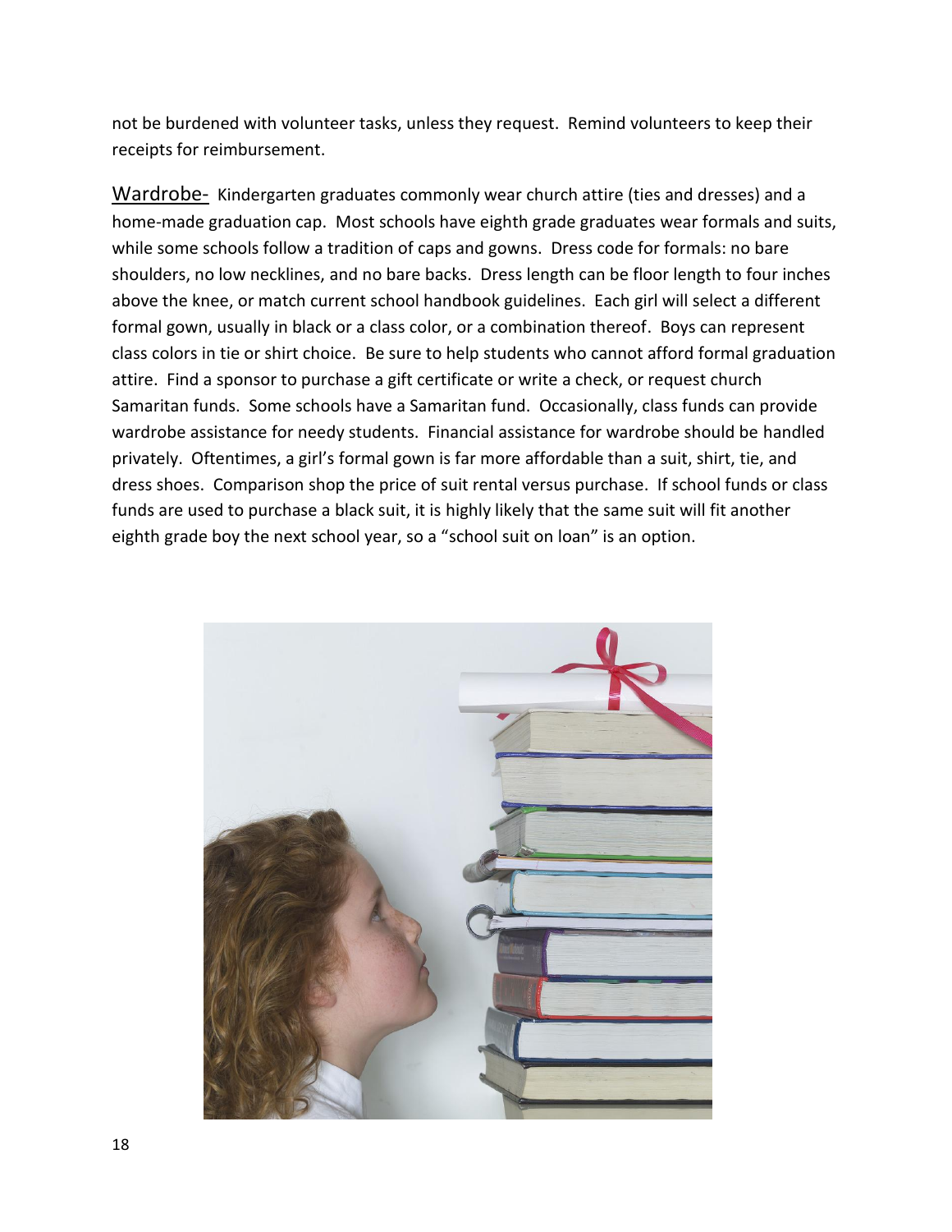not be burdened with volunteer tasks, unless they request. Remind volunteers to keep their receipts for reimbursement.

Wardrobe- Kindergarten graduates commonly wear church attire (ties and dresses) and a home-made graduation cap. Most schools have eighth grade graduates wear formals and suits, while some schools follow a tradition of caps and gowns. Dress code for formals: no bare shoulders, no low necklines, and no bare backs. Dress length can be floor length to four inches above the knee, or match current school handbook guidelines. Each girl will select a different formal gown, usually in black or a class color, or a combination thereof. Boys can represent class colors in tie or shirt choice. Be sure to help students who cannot afford formal graduation attire. Find a sponsor to purchase a gift certificate or write a check, or request church Samaritan funds. Some schools have a Samaritan fund. Occasionally, class funds can provide wardrobe assistance for needy students. Financial assistance for wardrobe should be handled privately. Oftentimes, a girl's formal gown is far more affordable than a suit, shirt, tie, and dress shoes. Comparison shop the price of suit rental versus purchase. If school funds or class funds are used to purchase a black suit, it is highly likely that the same suit will fit another eighth grade boy the next school year, so a "school suit on loan" is an option.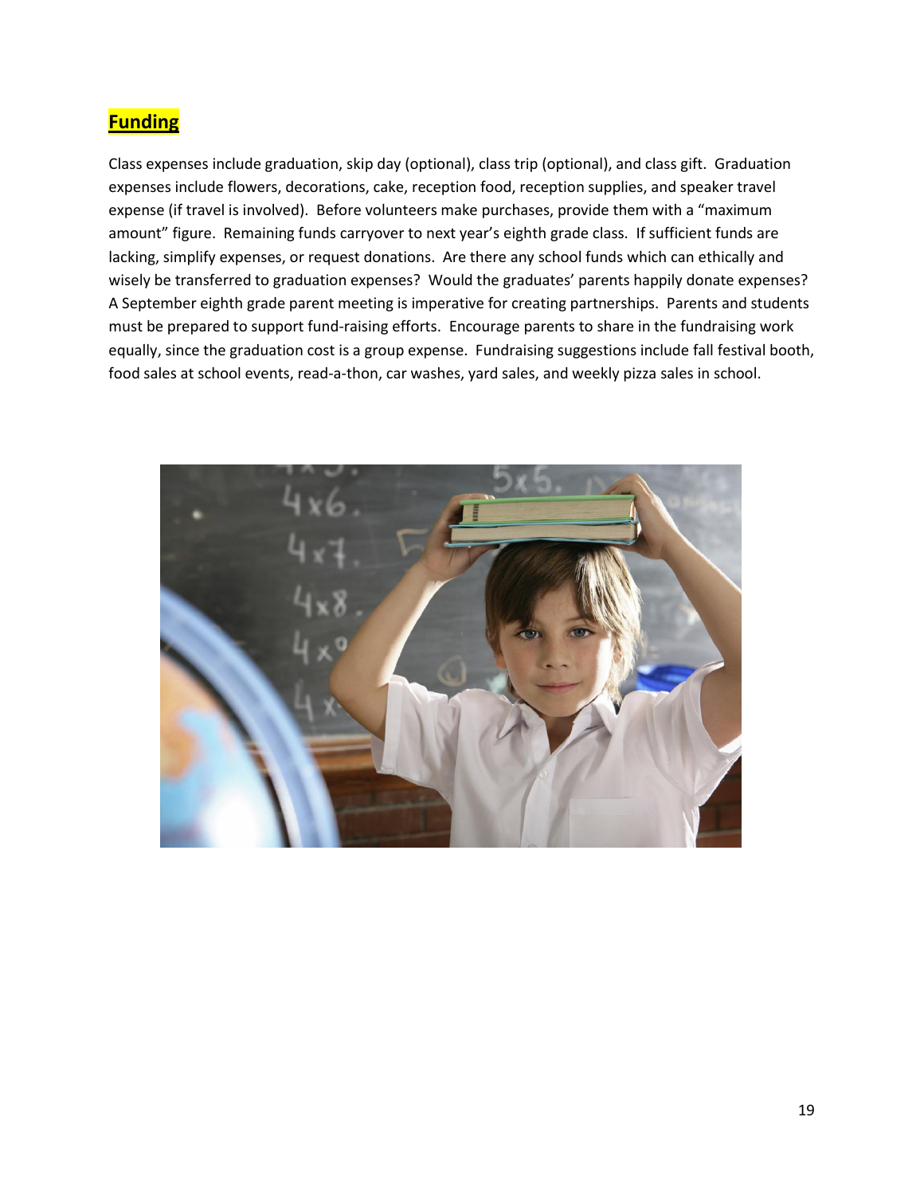## Funding

Class expenses include graduation, skip day (optional), class trip (optional), and class gift. Graduation expenses include flowers, decorations, cake, reception food, reception supplies, and speaker travel expense (if travel is involved). Before volunteers make purchases, provide them with a "maximum amount" figure. Remaining funds carryover to next year's eighth grade class. If sufficient funds are lacking, simplify expenses, or request donations. Are there any school funds which can ethically and wisely be transferred to graduation expenses? Would the graduates' parents happily donate expenses? A September eighth grade parent meeting is imperative for creating partnerships. Parents and students must be prepared to support fund-raising efforts. Encourage parents to share in the fundraising work equally, since the graduation cost is a group expense. Fundraising suggestions include fall festival booth, food sales at school events, read-a-thon, car washes, yard sales, and weekly pizza sales in school.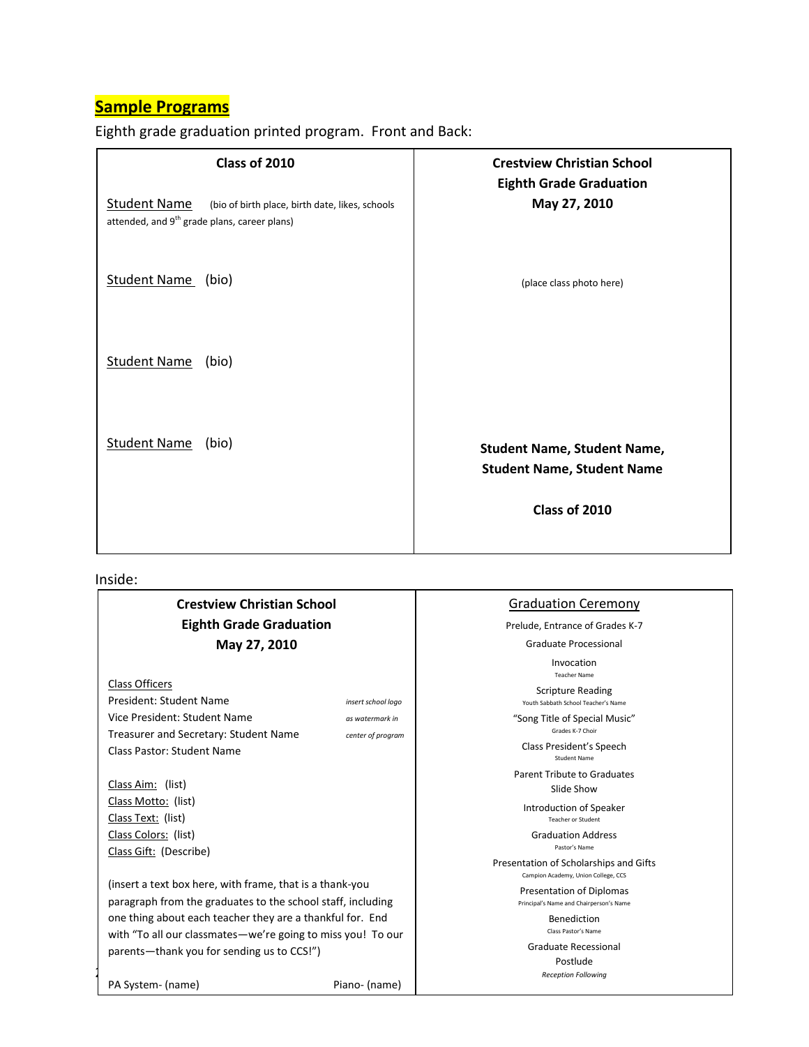## Sample Programs

Eighth grade graduation printed program. Front and Back:

**Class of 2010**

Student Name (bio of birth place, birth date, likes, schools attended, and 9th grade plans, career plans)

Student Name (bio)

Student Name (bio)

Student Name (bio)

**Crestview Christian School**
**Eighth Grade Graduation**
**May 27, 2010**

(place class photo here)

**Student Name, Student Name, Student Name, Student Name**

**Class of 2010**

Inside:

**Crestview Christian School**
**Eighth Grade Graduation**
**May 27, 2010**

Class Officers
President: Student Name
Vice President: Student Name
Treasurer and Secretary: Student Name
Class Pastor: Student Name

*insert school logo as watermark in center of program*

Class Aim: (list)
Class Motto: (list)
Class Text: (list)
Class Colors: (list)
Class Gift: (Describe)

(insert a text box here, with frame, that is a thank-you paragraph from the graduates to the school staff, including one thing about each teacher they are a thankful for. End with "To all our classmates—we're going to miss you! To our parents—thank you for sending us to CCS!")

PA System- (name)    Piano- (name)

Graduation Ceremony

Prelude, Entrance of Grades K-7

Graduate Processional

Invocation
Teacher Name

Scripture Reading
Youth Sabbath School Teacher's Name

"Song Title of Special Music"
Grades K-7 Choir

Class President's Speech
Student Name

Parent Tribute to Graduates
Slide Show

Introduction of Speaker
Teacher or Student

Graduation Address
Pastor's Name

Presentation of Scholarships and Gifts
Campion Academy, Union College, CCS

Presentation of Diplomas
Principal's Name and Chairperson's Name

Benediction
Class Pastor's Name

Graduate Recessional

Postlude

*Reception Following*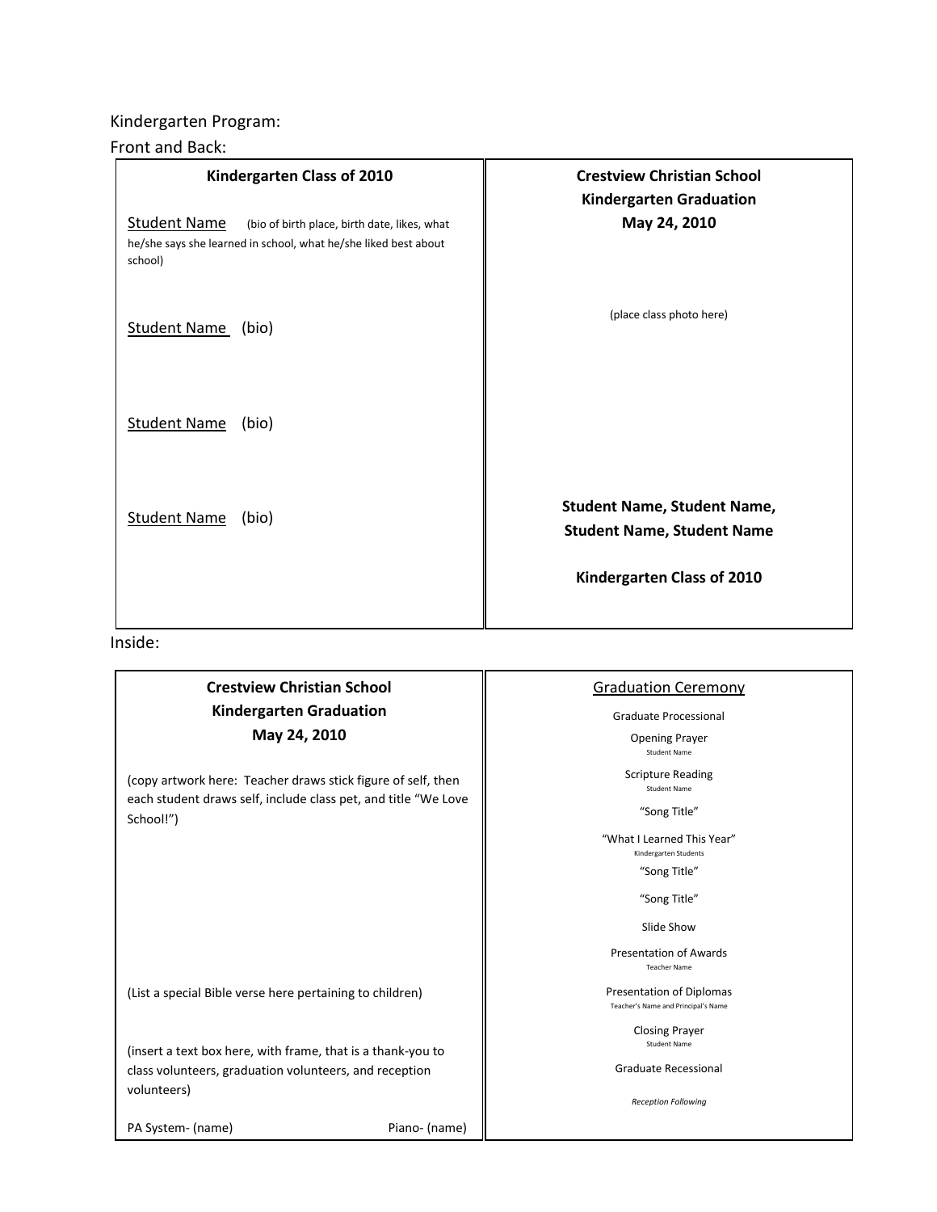Kindergarten Program:

Front and Back:

**Kindergarten Class of 2010**

Student Name (bio of birth place, birth date, likes, what he/she says she learned in school, what he/she liked best about school)

Student Name (bio)

Student Name (bio)

Student Name (bio)

**Crestview Christian School**
**Kindergarten Graduation**
**May 24, 2010**

(place class photo here)

**Student Name, Student Name, Student Name, Student Name**

**Kindergarten Class of 2010**

Inside:

**Crestview Christian School**
**Kindergarten Graduation**
**May 24, 2010**

(copy artwork here: Teacher draws stick figure of self, then each student draws self, include class pet, and title "We Love School!")

(List a special Bible verse here pertaining to children)

(insert a text box here, with frame, that is a thank-you to class volunteers, graduation volunteers, and reception volunteers)

PA System- (name) Piano- (name)

Graduation Ceremony

Graduate Processional

Opening Prayer
Student Name

Scripture Reading
Student Name

"Song Title"

"What I Learned This Year"
Kindergarten Students

"Song Title"

"Song Title"

Slide Show

Presentation of Awards
Teacher Name

Presentation of Diplomas
Teacher's Name and Principal's Name

Closing Prayer
Student Name

Graduate Recessional

*Reception Following*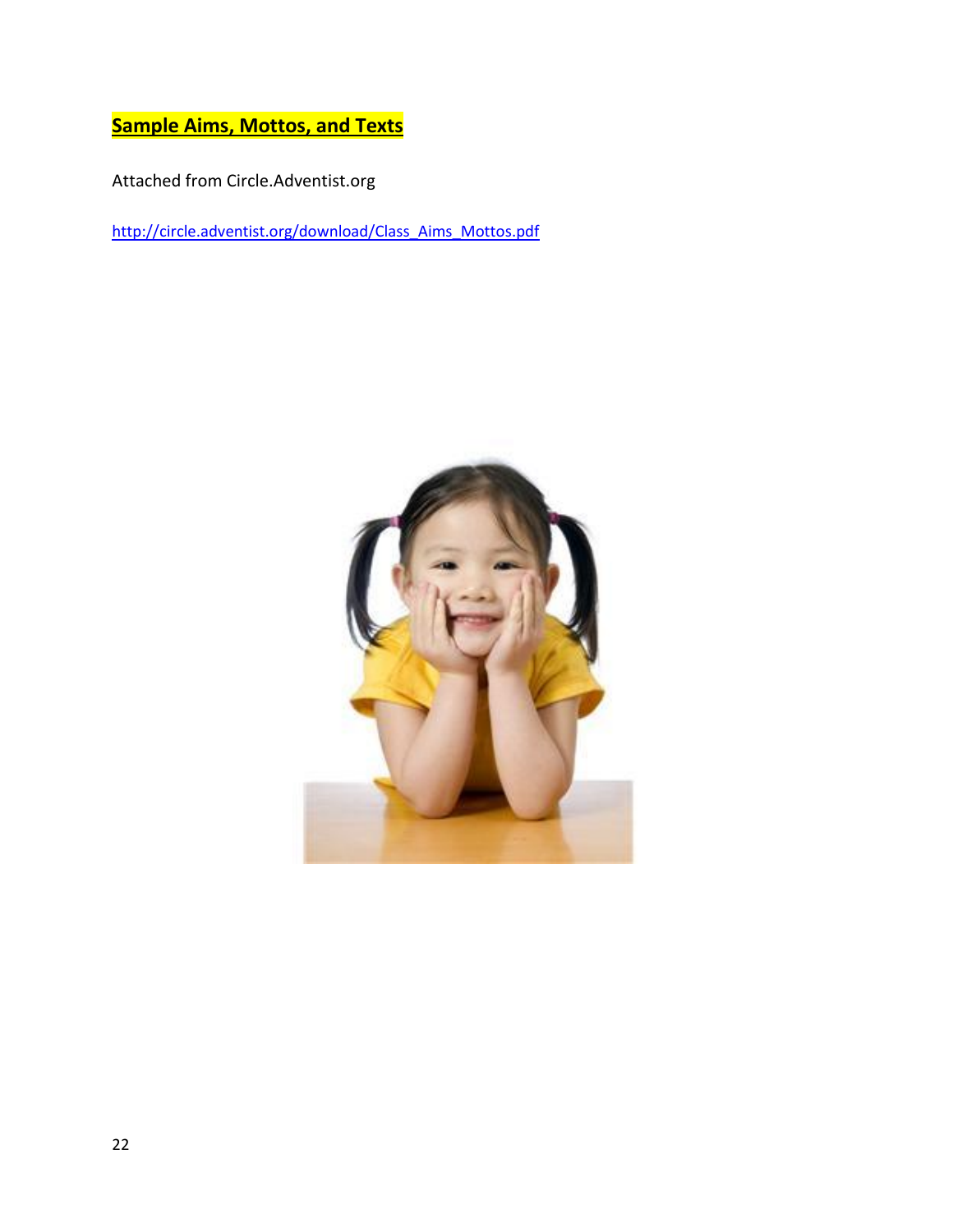**Sample Aims, Mottos, and Texts**

Attached from Circle.Adventist.org

http://circle.adventist.org/download/Class_Aims_Mottos.pdf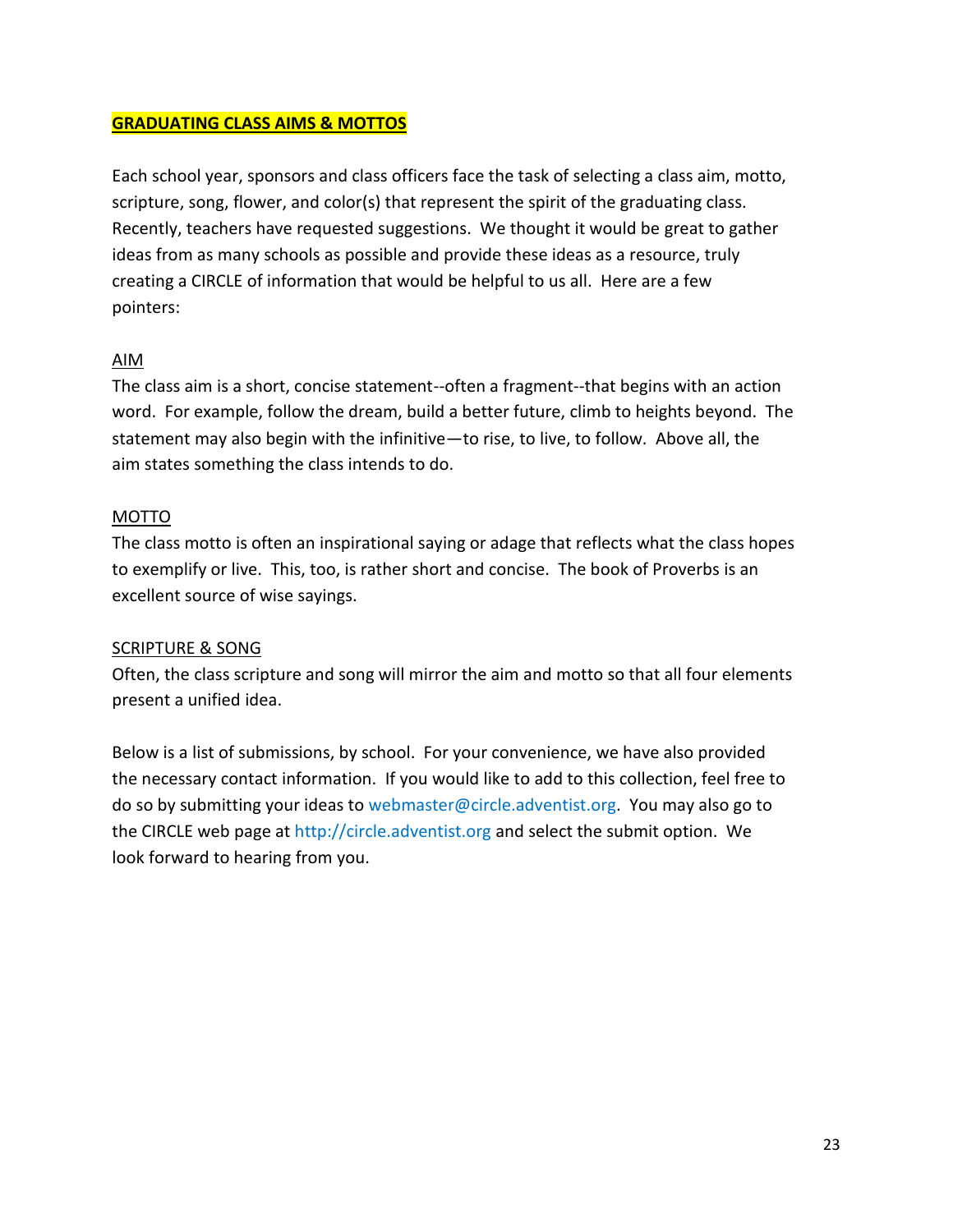## **GRADUATING CLASS AIMS & MOTTOS**

Each school year, sponsors and class officers face the task of selecting a class aim, motto, scripture, song, flower, and color(s) that represent the spirit of the graduating class. Recently, teachers have requested suggestions. We thought it would be great to gather ideas from as many schools as possible and provide these ideas as a resource, truly creating a CIRCLE of information that would be helpful to us all. Here are a few pointers:

### AIM

The class aim is a short, concise statement--often a fragment--that begins with an action word. For example, follow the dream, build a better future, climb to heights beyond. The statement may also begin with the infinitive—to rise, to live, to follow. Above all, the aim states something the class intends to do.

### MOTTO

The class motto is often an inspirational saying or adage that reflects what the class hopes to exemplify or live. This, too, is rather short and concise. The book of Proverbs is an excellent source of wise sayings.

### SCRIPTURE & SONG

Often, the class scripture and song will mirror the aim and motto so that all four elements present a unified idea.

Below is a list of submissions, by school. For your convenience, we have also provided the necessary contact information. If you would like to add to this collection, feel free to do so by submitting your ideas to webmaster@circle.adventist.org. You may also go to the CIRCLE web page at http://circle.adventist.org and select the submit option. We look forward to hearing from you.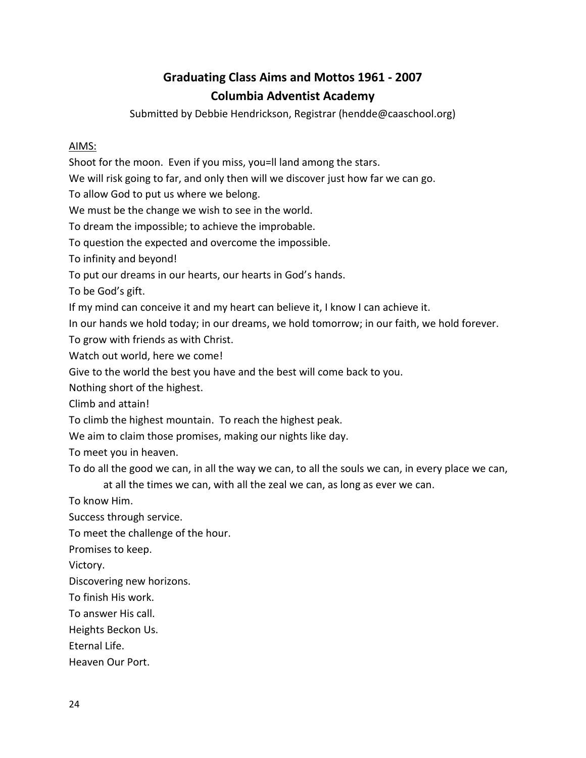# Graduating Class Aims and Mottos 1961 - 2007

## Columbia Adventist Academy

Submitted by Debbie Hendrickson, Registrar (hendde@caaschool.org)

<u>AIMS:</u>

Shoot for the moon. Even if you miss, you=ll land among the stars.

We will risk going to far, and only then will we discover just how far we can go.

To allow God to put us where we belong.

We must be the change we wish to see in the world.

To dream the impossible; to achieve the improbable.

To question the expected and overcome the impossible.

To infinity and beyond!

To put our dreams in our hearts, our hearts in God's hands.

To be God's gift.

If my mind can conceive it and my heart can believe it, I know I can achieve it.

In our hands we hold today; in our dreams, we hold tomorrow; in our faith, we hold forever.

To grow with friends as with Christ.

Watch out world, here we come!

Give to the world the best you have and the best will come back to you.

Nothing short of the highest.

Climb and attain!

To climb the highest mountain. To reach the highest peak.

We aim to claim those promises, making our nights like day.

To meet you in heaven.

To do all the good we can, in all the way we can, to all the souls we can, in every place we can, at all the times we can, with all the zeal we can, as long as ever we can.

To know Him.

Success through service.

To meet the challenge of the hour.

Promises to keep.

Victory.

Discovering new horizons.

To finish His work.

To answer His call.

Heights Beckon Us.

Eternal Life.

Heaven Our Port.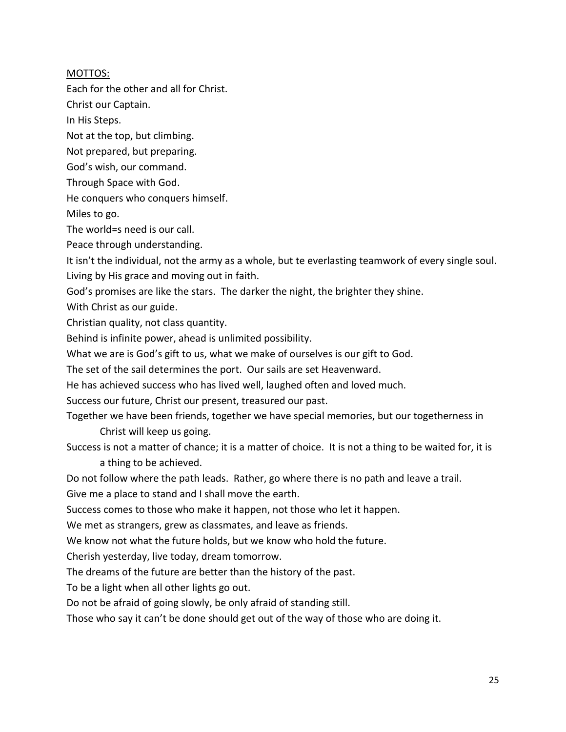MOTTOS:

Each for the other and all for Christ.

Christ our Captain.

In His Steps.

Not at the top, but climbing.

Not prepared, but preparing.

God's wish, our command.

Through Space with God.

He conquers who conquers himself.

Miles to go.

The world=s need is our call.

Peace through understanding.

It isn't the individual, not the army as a whole, but te everlasting teamwork of every single soul.

Living by His grace and moving out in faith.

God's promises are like the stars. The darker the night, the brighter they shine.

With Christ as our guide.

Christian quality, not class quantity.

Behind is infinite power, ahead is unlimited possibility.

What we are is God's gift to us, what we make of ourselves is our gift to God.

The set of the sail determines the port. Our sails are set Heavenward.

He has achieved success who has lived well, laughed often and loved much.

Success our future, Christ our present, treasured our past.

Together we have been friends, together we have special memories, but our togetherness in Christ will keep us going.

Success is not a matter of chance; it is a matter of choice. It is not a thing to be waited for, it is a thing to be achieved.

Do not follow where the path leads. Rather, go where there is no path and leave a trail.

Give me a place to stand and I shall move the earth.

Success comes to those who make it happen, not those who let it happen.

We met as strangers, grew as classmates, and leave as friends.

We know not what the future holds, but we know who hold the future.

Cherish yesterday, live today, dream tomorrow.

The dreams of the future are better than the history of the past.

To be a light when all other lights go out.

Do not be afraid of going slowly, be only afraid of standing still.

Those who say it can't be done should get out of the way of those who are doing it.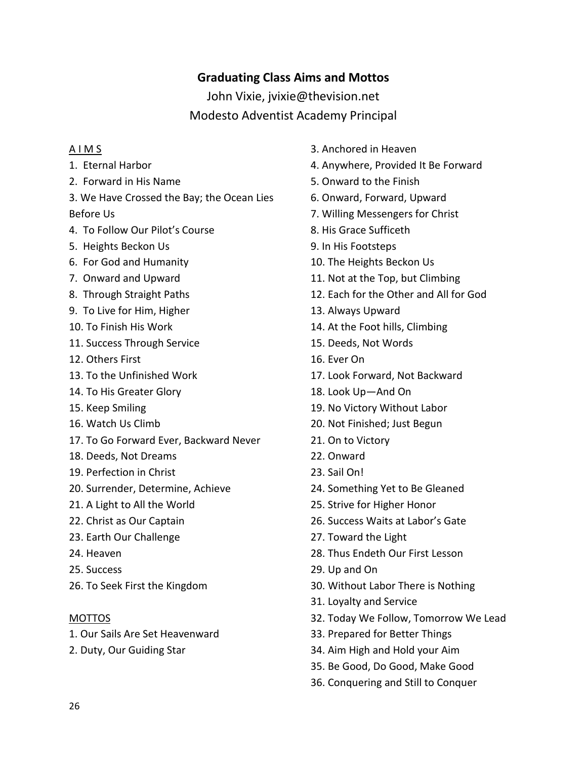## Graduating Class Aims and Mottos

John Vixie, jvixie@thevision.net
Modesto Adventist Academy Principal

A I M S

1. Eternal Harbor
2. Forward in His Name
3. We Have Crossed the Bay; the Ocean Lies Before Us
4. To Follow Our Pilot's Course
5. Heights Beckon Us
6. For God and Humanity
7. Onward and Upward
8. Through Straight Paths
9. To Live for Him, Higher
10. To Finish His Work
11. Success Through Service
12. Others First
13. To the Unfinished Work
14. To His Greater Glory
15. Keep Smiling
16. Watch Us Climb
17. To Go Forward Ever, Backward Never
18. Deeds, Not Dreams
19. Perfection in Christ
20. Surrender, Determine, Achieve
21. A Light to All the World
22. Christ as Our Captain
23. Earth Our Challenge
24. Heaven
25. Success
26. To Seek First the Kingdom

MOTTOS

1. Our Sails Are Set Heavenward
2. Duty, Our Guiding Star
3. Anchored in Heaven
4. Anywhere, Provided It Be Forward
5. Onward to the Finish
6. Onward, Forward, Upward
7. Willing Messengers for Christ
8. His Grace Sufficeth
9. In His Footsteps
10. The Heights Beckon Us
11. Not at the Top, but Climbing
12. Each for the Other and All for God
13. Always Upward
14. At the Foot hills, Climbing
15. Deeds, Not Words
16. Ever On
17. Look Forward, Not Backward
18. Look Up—And On
19. No Victory Without Labor
20. Not Finished; Just Begun
21. On to Victory
22. Onward
23. Sail On!
24. Something Yet to Be Gleaned
25. Strive for Higher Honor
26. Success Waits at Labor's Gate
27. Toward the Light
28. Thus Endeth Our First Lesson
29. Up and On
30. Without Labor There is Nothing
31. Loyalty and Service
32. Today We Follow, Tomorrow We Lead
33. Prepared for Better Things
34. Aim High and Hold your Aim
35. Be Good, Do Good, Make Good
36. Conquering and Still to Conquer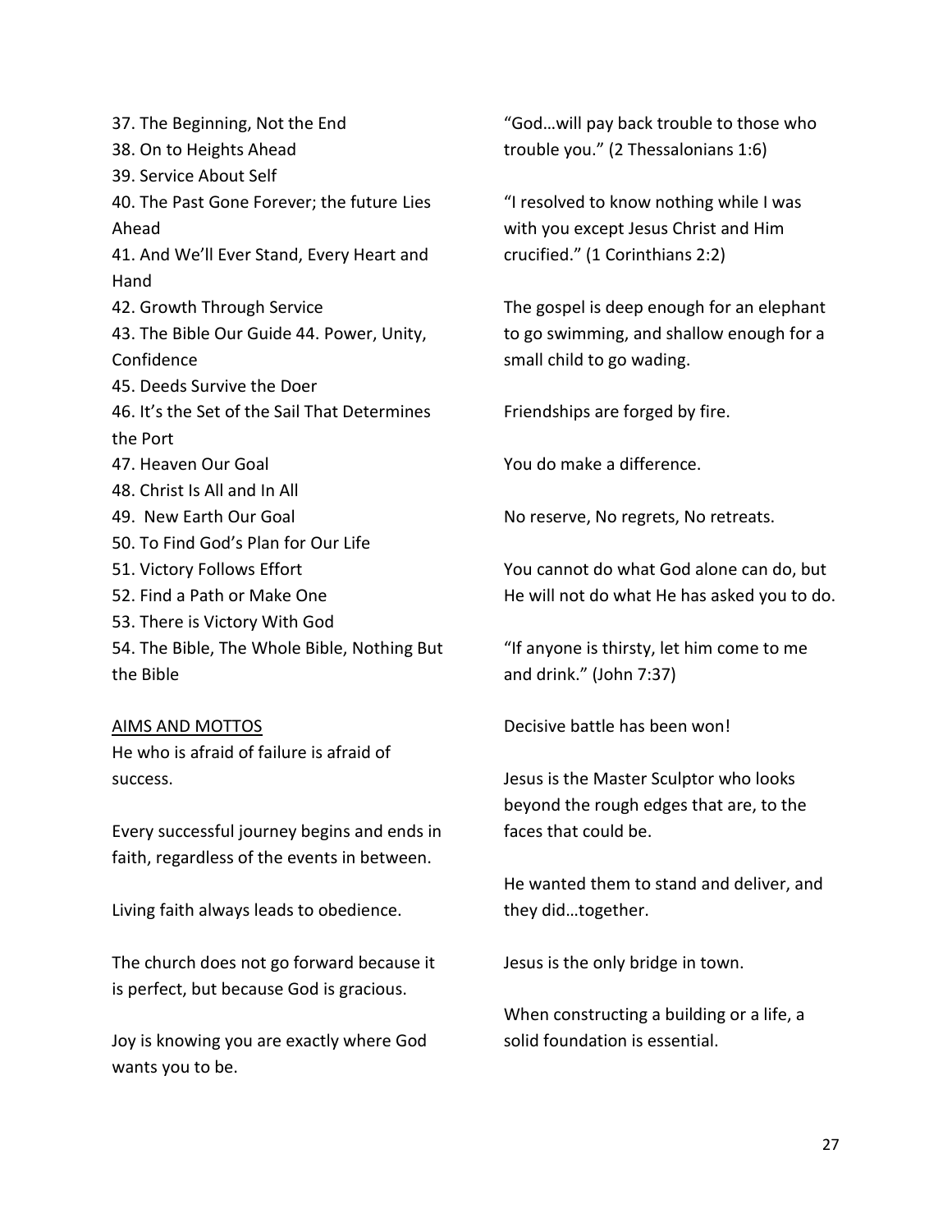37. The Beginning, Not the End
38. On to Heights Ahead
39. Service About Self
40. The Past Gone Forever; the future Lies Ahead
41. And We'll Ever Stand, Every Heart and Hand
42. Growth Through Service
43. The Bible Our Guide 44. Power, Unity, Confidence
45. Deeds Survive the Doer
46. It's the Set of the Sail That Determines the Port
47. Heaven Our Goal
48. Christ Is All and In All
49. New Earth Our Goal
50. To Find God's Plan for Our Life
51. Victory Follows Effort
52. Find a Path or Make One
53. There is Victory With God
54. The Bible, The Whole Bible, Nothing But the Bible

<u>AIMS AND MOTTOS</u>

He who is afraid of failure is afraid of success.

Every successful journey begins and ends in faith, regardless of the events in between.

Living faith always leads to obedience.

The church does not go forward because it is perfect, but because God is gracious.

Joy is knowing you are exactly where God wants you to be.

"God…will pay back trouble to those who trouble you." (2 Thessalonians 1:6)

"I resolved to know nothing while I was with you except Jesus Christ and Him crucified." (1 Corinthians 2:2)

The gospel is deep enough for an elephant to go swimming, and shallow enough for a small child to go wading.

Friendships are forged by fire.

You do make a difference.

No reserve, No regrets, No retreats.

You cannot do what God alone can do, but He will not do what He has asked you to do.

"If anyone is thirsty, let him come to me and drink." (John 7:37)

Decisive battle has been won!

Jesus is the Master Sculptor who looks beyond the rough edges that are, to the faces that could be.

He wanted them to stand and deliver, and they did…together.

Jesus is the only bridge in town.

When constructing a building or a life, a solid foundation is essential.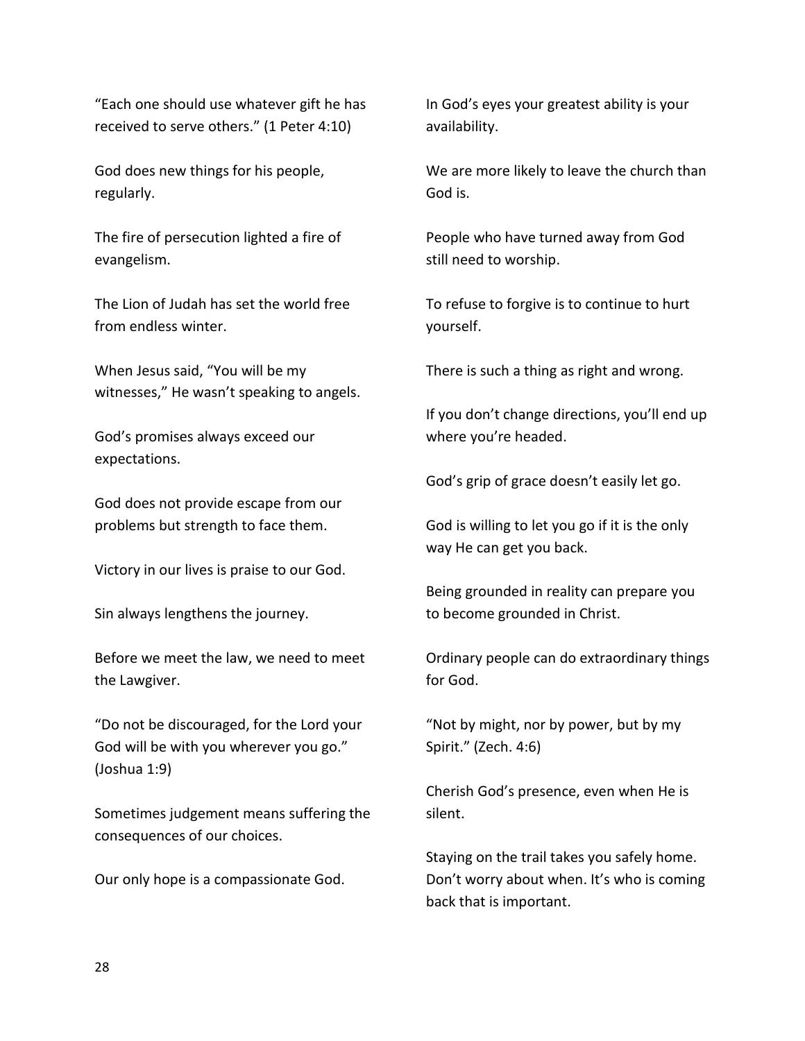"Each one should use whatever gift he has received to serve others." (1 Peter 4:10)

God does new things for his people, regularly.

The fire of persecution lighted a fire of evangelism.

The Lion of Judah has set the world free from endless winter.

When Jesus said, "You will be my witnesses," He wasn't speaking to angels.

God's promises always exceed our expectations.

God does not provide escape from our problems but strength to face them.

Victory in our lives is praise to our God.

Sin always lengthens the journey.

Before we meet the law, we need to meet the Lawgiver.

"Do not be discouraged, for the Lord your God will be with you wherever you go." (Joshua 1:9)

Sometimes judgement means suffering the consequences of our choices.

Our only hope is a compassionate God.

In God's eyes your greatest ability is your availability.

We are more likely to leave the church than God is.

People who have turned away from God still need to worship.

To refuse to forgive is to continue to hurt yourself.

There is such a thing as right and wrong.

If you don't change directions, you'll end up where you're headed.

God's grip of grace doesn't easily let go.

God is willing to let you go if it is the only way He can get you back.

Being grounded in reality can prepare you to become grounded in Christ.

Ordinary people can do extraordinary things for God.

"Not by might, nor by power, but by my Spirit." (Zech. 4:6)

Cherish God's presence, even when He is silent.

Staying on the trail takes you safely home.
Don't worry about when. It's who is coming back that is important.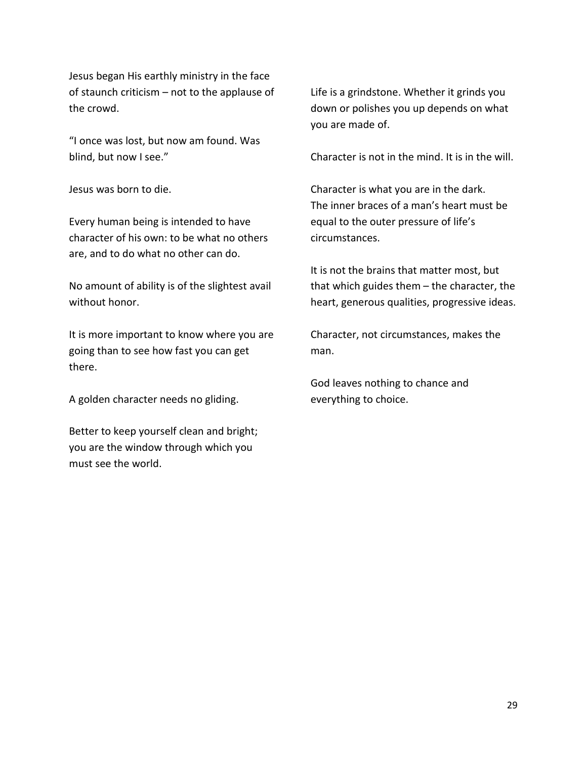Jesus began His earthly ministry in the face of staunch criticism – not to the applause of the crowd.

"I once was lost, but now am found. Was blind, but now I see."

Jesus was born to die.

Every human being is intended to have character of his own: to be what no others are, and to do what no other can do.

No amount of ability is of the slightest avail without honor.

It is more important to know where you are going than to see how fast you can get there.

A golden character needs no gliding.

Better to keep yourself clean and bright; you are the window through which you must see the world.

Life is a grindstone. Whether it grinds you down or polishes you up depends on what you are made of.

Character is not in the mind. It is in the will.

Character is what you are in the dark.
The inner braces of a man's heart must be equal to the outer pressure of life's circumstances.

It is not the brains that matter most, but that which guides them – the character, the heart, generous qualities, progressive ideas.

Character, not circumstances, makes the man.

God leaves nothing to chance and everything to choice.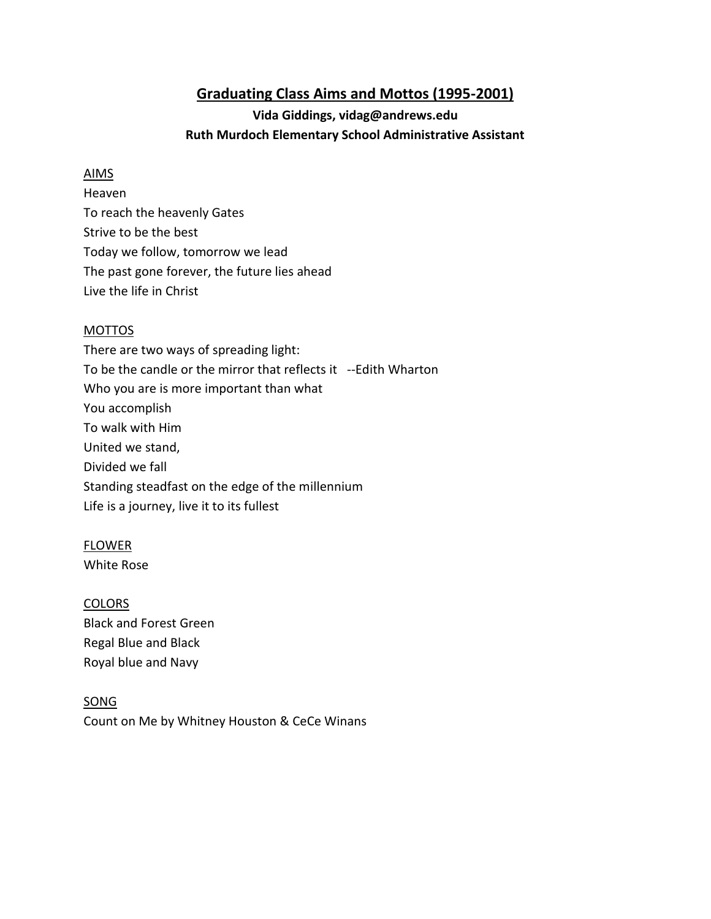# Graduating Class Aims and Mottos (1995-2001)

**Vida Giddings, vidag@andrews.edu**
**Ruth Murdoch Elementary School Administrative Assistant**

AIMS

Heaven
To reach the heavenly Gates
Strive to be the best
Today we follow, tomorrow we lead
The past gone forever, the future lies ahead
Live the life in Christ

MOTTOS

There are two ways of spreading light:
To be the candle or the mirror that reflects it --Edith Wharton
Who you are is more important than what
You accomplish
To walk with Him
United we stand,
Divided we fall
Standing steadfast on the edge of the millennium
Life is a journey, live it to its fullest

FLOWER

White Rose

COLORS

Black and Forest Green
Regal Blue and Black
Royal blue and Navy

SONG

Count on Me by Whitney Houston & CeCe Winans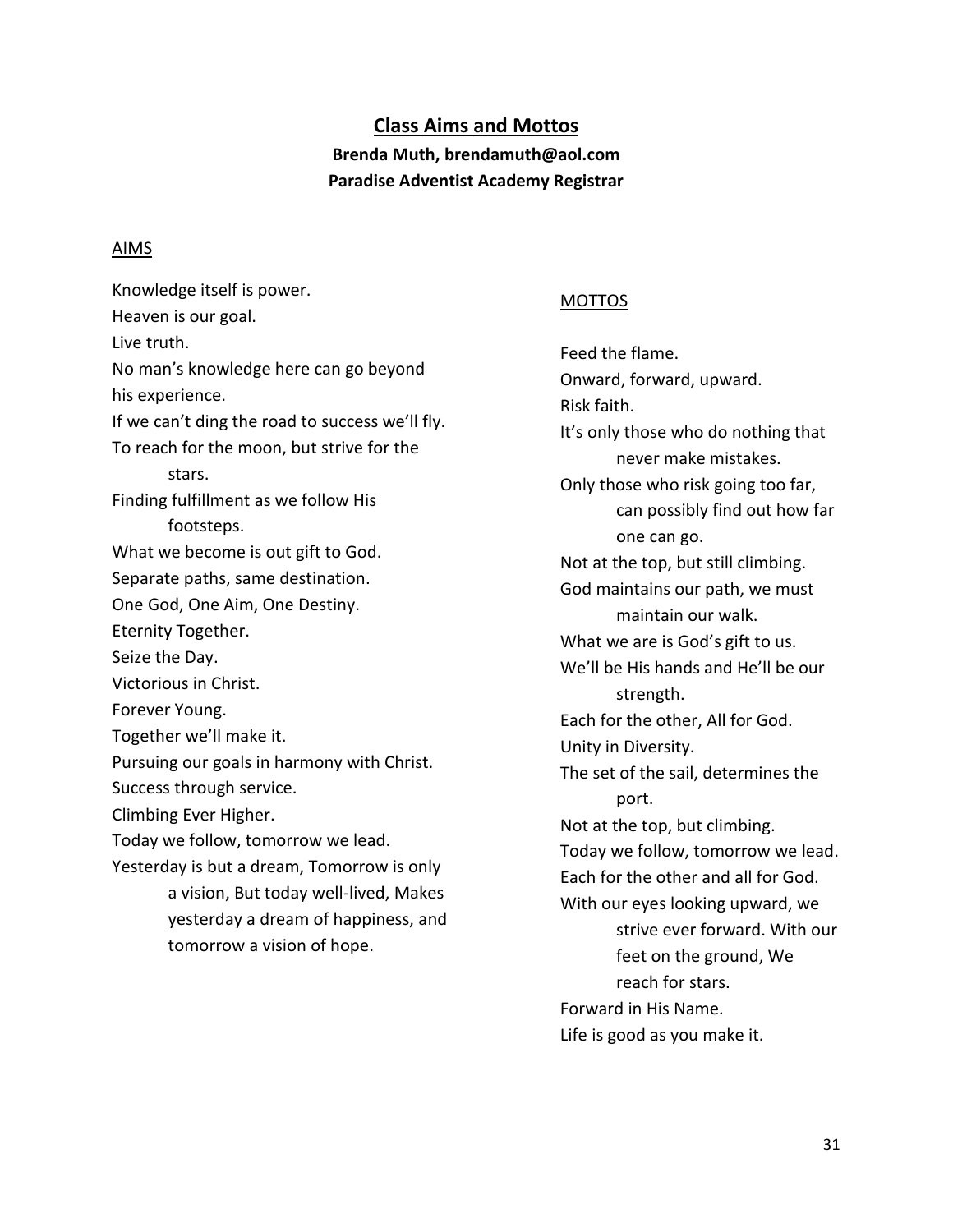# Class Aims and Mottos

**Brenda Muth, brendamuth@aol.com**
**Paradise Adventist Academy Registrar**

## AIMS

Knowledge itself is power.
Heaven is our goal.
Live truth.
No man's knowledge here can go beyond his experience.
If we can't ding the road to success we'll fly.
To reach for the moon, but strive for the stars.
Finding fulfillment as we follow His footsteps.
What we become is out gift to God.
Separate paths, same destination.
One God, One Aim, One Destiny.
Eternity Together.
Seize the Day.
Victorious in Christ.
Forever Young.
Together we'll make it.
Pursuing our goals in harmony with Christ.
Success through service.
Climbing Ever Higher.
Today we follow, tomorrow we lead.
Yesterday is but a dream, Tomorrow is only a vision, But today well-lived, Makes yesterday a dream of happiness, and tomorrow a vision of hope.

## MOTTOS

Feed the flame.
Onward, forward, upward.
Risk faith.
It's only those who do nothing that never make mistakes.
Only those who risk going too far, can possibly find out how far one can go.
Not at the top, but still climbing.
God maintains our path, we must maintain our walk.
What we are is God's gift to us.
We'll be His hands and He'll be our strength.
Each for the other, All for God.
Unity in Diversity.
The set of the sail, determines the port.
Not at the top, but climbing.
Today we follow, tomorrow we lead.
Each for the other and all for God.
With our eyes looking upward, we strive ever forward. With our feet on the ground, We reach for stars.
Forward in His Name.
Life is good as you make it.